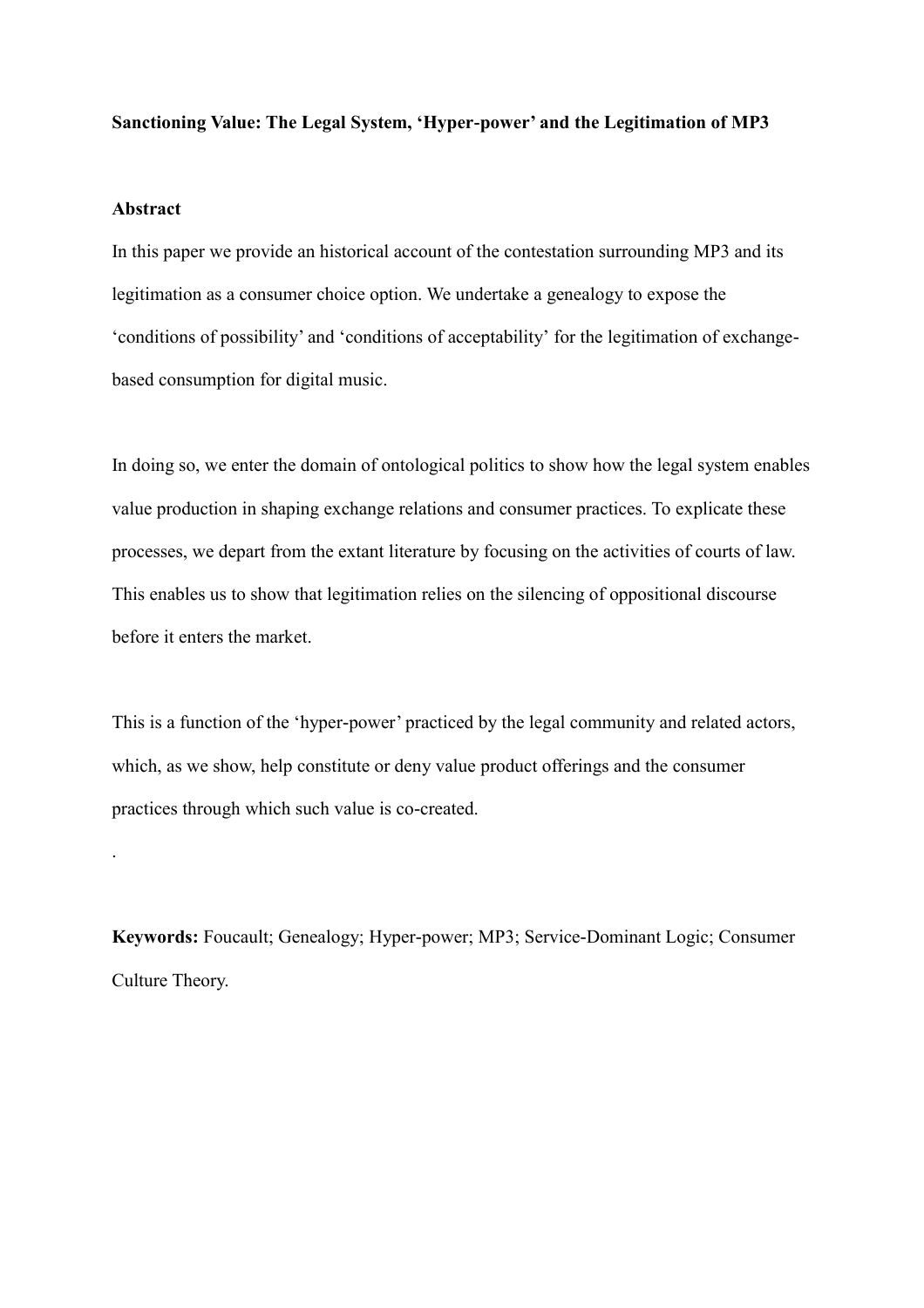**Sanctioning Value: The Legal System, 'Hyper-power' and the Legitimation of MP3**

**Abstract**

In this paper we provide an historical account of the contestation surrounding MP3 and its legitimation as a consumer choice option. We undertake a genealogy to expose the 'conditions of possibility' and 'conditions of acceptability' for the legitimation of exchange-based consumption for digital music.

In doing so, we enter the domain of ontological politics to show how the legal system enables value production in shaping exchange relations and consumer practices. To explicate these processes, we depart from the extant literature by focusing on the activities of courts of law. This enables us to show that legitimation relies on the silencing of oppositional discourse before it enters the market.

This is a function of the 'hyper-power' practiced by the legal community and related actors, which, as we show, help constitute or deny value product offerings and the consumer practices through which such value is co-created.

.

**Keywords:** Foucault; Genealogy; Hyper-power; MP3; Service-Dominant Logic; Consumer Culture Theory.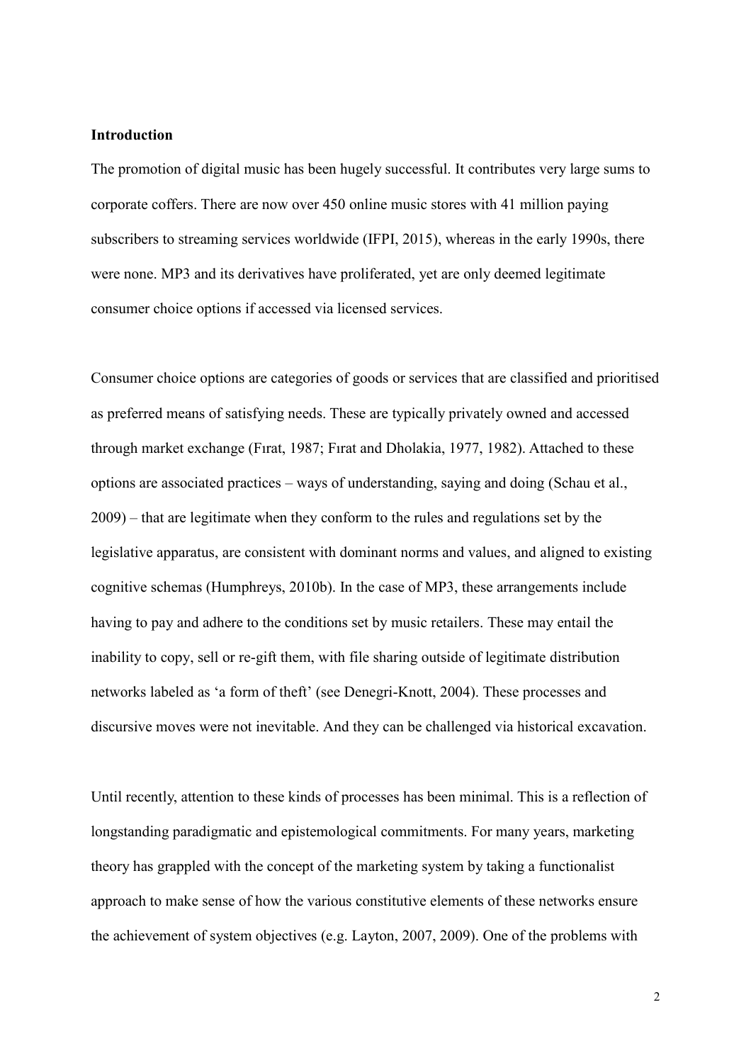## Introduction

The promotion of digital music has been hugely successful. It contributes very large sums to corporate coffers. There are now over 450 online music stores with 41 million paying subscribers to streaming services worldwide (IFPI, 2015), whereas in the early 1990s, there were none. MP3 and its derivatives have proliferated, yet are only deemed legitimate consumer choice options if accessed via licensed services.

Consumer choice options are categories of goods or services that are classified and prioritised as preferred means of satisfying needs. These are typically privately owned and accessed through market exchange (Fırat, 1987; Fırat and Dholakia, 1977, 1982). Attached to these options are associated practices – ways of understanding, saying and doing (Schau et al., 2009) – that are legitimate when they conform to the rules and regulations set by the legislative apparatus, are consistent with dominant norms and values, and aligned to existing cognitive schemas (Humphreys, 2010b). In the case of MP3, these arrangements include having to pay and adhere to the conditions set by music retailers. These may entail the inability to copy, sell or re-gift them, with file sharing outside of legitimate distribution networks labeled as 'a form of theft' (see Denegri-Knott, 2004). These processes and discursive moves were not inevitable. And they can be challenged via historical excavation.

Until recently, attention to these kinds of processes has been minimal. This is a reflection of longstanding paradigmatic and epistemological commitments. For many years, marketing theory has grappled with the concept of the marketing system by taking a functionalist approach to make sense of how the various constitutive elements of these networks ensure the achievement of system objectives (e.g. Layton, 2007, 2009). One of the problems with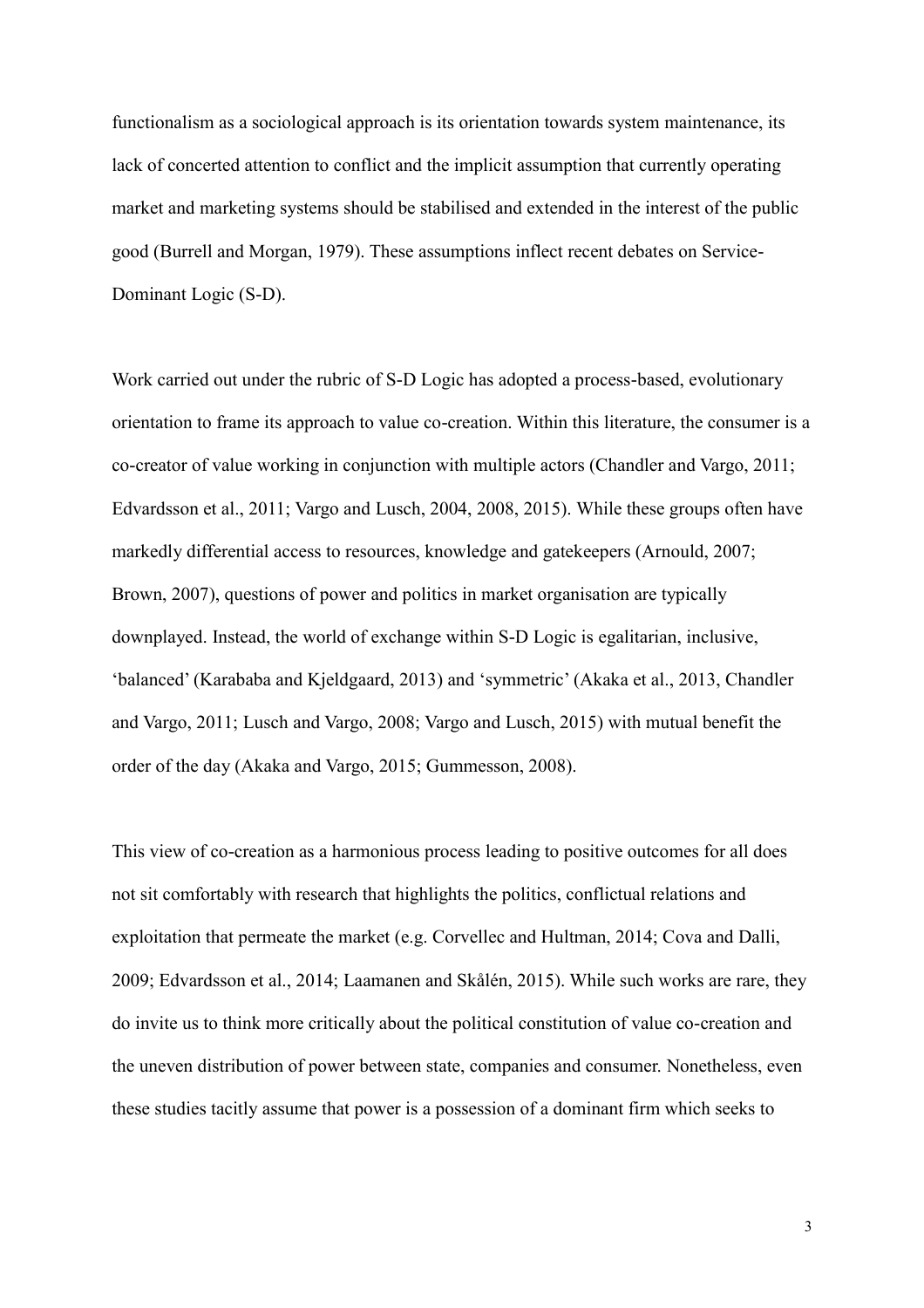functionalism as a sociological approach is its orientation towards system maintenance, its lack of concerted attention to conflict and the implicit assumption that currently operating market and marketing systems should be stabilised and extended in the interest of the public good (Burrell and Morgan, 1979). These assumptions inflect recent debates on Service-Dominant Logic (S-D).

Work carried out under the rubric of S-D Logic has adopted a process-based, evolutionary orientation to frame its approach to value co-creation. Within this literature, the consumer is a co-creator of value working in conjunction with multiple actors (Chandler and Vargo, 2011; Edvardsson et al., 2011; Vargo and Lusch, 2004, 2008, 2015). While these groups often have markedly differential access to resources, knowledge and gatekeepers (Arnould, 2007; Brown, 2007), questions of power and politics in market organisation are typically downplayed. Instead, the world of exchange within S-D Logic is egalitarian, inclusive, 'balanced' (Karababa and Kjeldgaard, 2013) and 'symmetric' (Akaka et al., 2013, Chandler and Vargo, 2011; Lusch and Vargo, 2008; Vargo and Lusch, 2015) with mutual benefit the order of the day (Akaka and Vargo, 2015; Gummesson, 2008).

This view of co-creation as a harmonious process leading to positive outcomes for all does not sit comfortably with research that highlights the politics, conflictual relations and exploitation that permeate the market (e.g. Corvellec and Hultman, 2014; Cova and Dalli, 2009; Edvardsson et al., 2014; Laamanen and Skålén, 2015). While such works are rare, they do invite us to think more critically about the political constitution of value co-creation and the uneven distribution of power between state, companies and consumer. Nonetheless, even these studies tacitly assume that power is a possession of a dominant firm which seeks to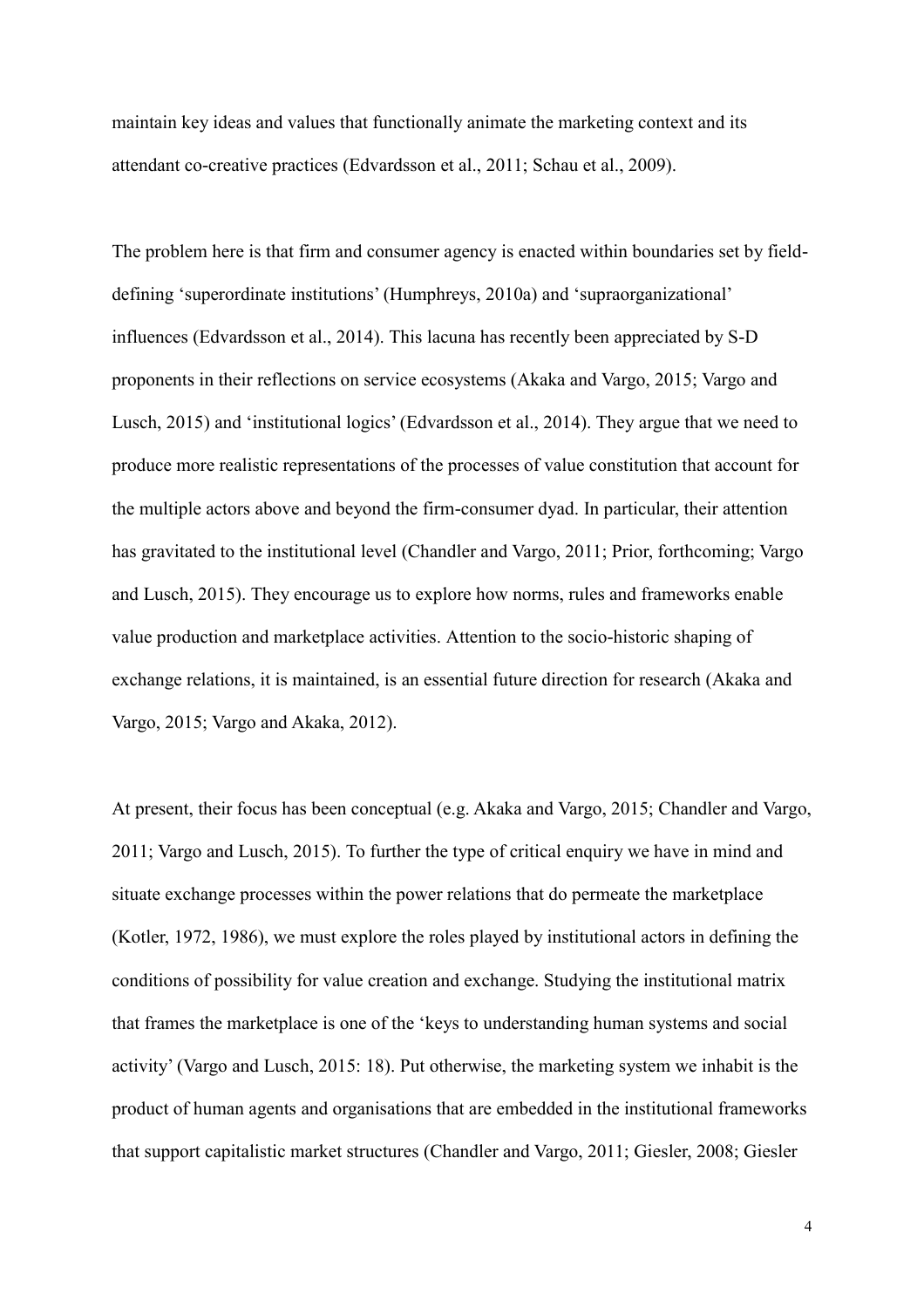maintain key ideas and values that functionally animate the marketing context and its attendant co-creative practices (Edvardsson et al., 2011; Schau et al., 2009).

The problem here is that firm and consumer agency is enacted within boundaries set by field-defining 'superordinate institutions' (Humphreys, 2010a) and 'supraorganizational' influences (Edvardsson et al., 2014). This lacuna has recently been appreciated by S-D proponents in their reflections on service ecosystems (Akaka and Vargo, 2015; Vargo and Lusch, 2015) and 'institutional logics' (Edvardsson et al., 2014). They argue that we need to produce more realistic representations of the processes of value constitution that account for the multiple actors above and beyond the firm-consumer dyad. In particular, their attention has gravitated to the institutional level (Chandler and Vargo, 2011; Prior, forthcoming; Vargo and Lusch, 2015). They encourage us to explore how norms, rules and frameworks enable value production and marketplace activities. Attention to the socio-historic shaping of exchange relations, it is maintained, is an essential future direction for research (Akaka and Vargo, 2015; Vargo and Akaka, 2012).

At present, their focus has been conceptual (e.g. Akaka and Vargo, 2015; Chandler and Vargo, 2011; Vargo and Lusch, 2015). To further the type of critical enquiry we have in mind and situate exchange processes within the power relations that do permeate the marketplace (Kotler, 1972, 1986), we must explore the roles played by institutional actors in defining the conditions of possibility for value creation and exchange. Studying the institutional matrix that frames the marketplace is one of the 'keys to understanding human systems and social activity' (Vargo and Lusch, 2015: 18). Put otherwise, the marketing system we inhabit is the product of human agents and organisations that are embedded in the institutional frameworks that support capitalistic market structures (Chandler and Vargo, 2011; Giesler, 2008; Giesler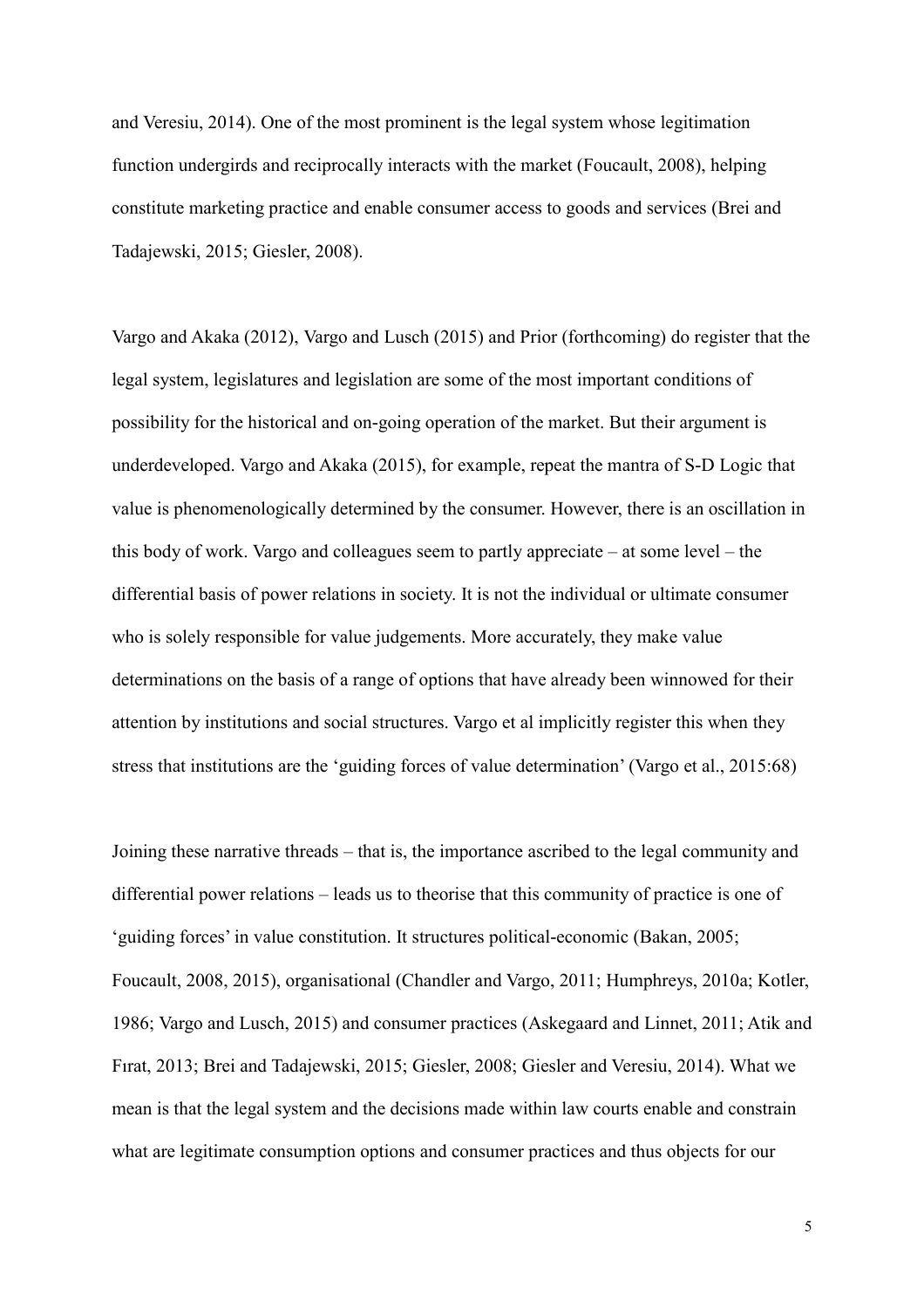and Veresiu, 2014). One of the most prominent is the legal system whose legitimation function undergirds and reciprocally interacts with the market (Foucault, 2008), helping constitute marketing practice and enable consumer access to goods and services (Brei and Tadajewski, 2015; Giesler, 2008).

Vargo and Akaka (2012), Vargo and Lusch (2015) and Prior (forthcoming) do register that the legal system, legislatures and legislation are some of the most important conditions of possibility for the historical and on-going operation of the market. But their argument is underdeveloped. Vargo and Akaka (2015), for example, repeat the mantra of S-D Logic that value is phenomenologically determined by the consumer. However, there is an oscillation in this body of work. Vargo and colleagues seem to partly appreciate – at some level – the differential basis of power relations in society. It is not the individual or ultimate consumer who is solely responsible for value judgements. More accurately, they make value determinations on the basis of a range of options that have already been winnowed for their attention by institutions and social structures. Vargo et al implicitly register this when they stress that institutions are the 'guiding forces of value determination' (Vargo et al., 2015:68)

Joining these narrative threads – that is, the importance ascribed to the legal community and differential power relations – leads us to theorise that this community of practice is one of 'guiding forces' in value constitution. It structures political-economic (Bakan, 2005; Foucault, 2008, 2015), organisational (Chandler and Vargo, 2011; Humphreys, 2010a; Kotler, 1986; Vargo and Lusch, 2015) and consumer practices (Askegaard and Linnet, 2011; Atik and Fırat, 2013; Brei and Tadajewski, 2015; Giesler, 2008; Giesler and Veresiu, 2014). What we mean is that the legal system and the decisions made within law courts enable and constrain what are legitimate consumption options and consumer practices and thus objects for our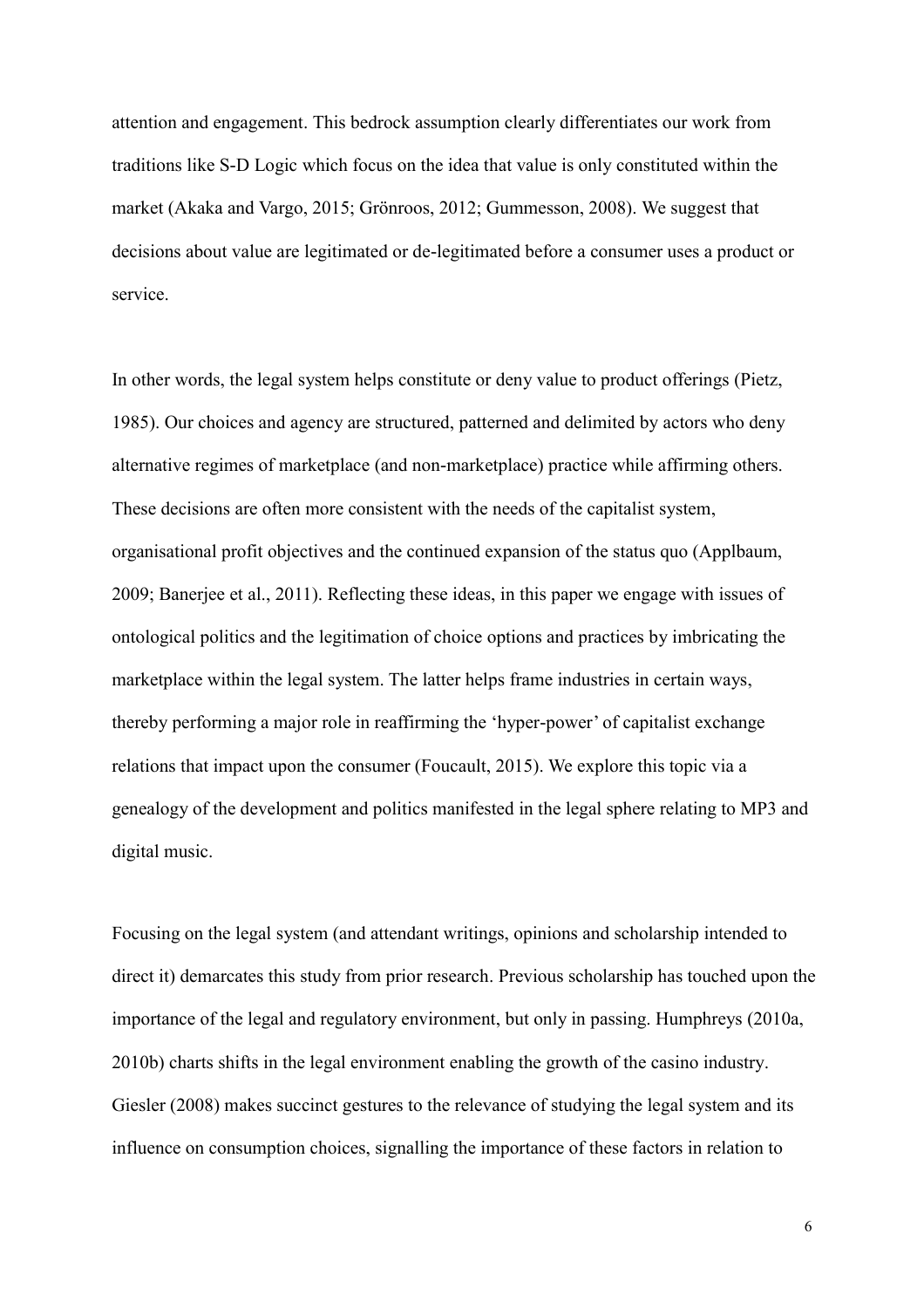attention and engagement. This bedrock assumption clearly differentiates our work from traditions like S-D Logic which focus on the idea that value is only constituted within the market (Akaka and Vargo, 2015; Grönroos, 2012; Gummesson, 2008). We suggest that decisions about value are legitimated or de-legitimated before a consumer uses a product or service.

In other words, the legal system helps constitute or deny value to product offerings (Pietz, 1985). Our choices and agency are structured, patterned and delimited by actors who deny alternative regimes of marketplace (and non-marketplace) practice while affirming others. These decisions are often more consistent with the needs of the capitalist system, organisational profit objectives and the continued expansion of the status quo (Applbaum, 2009; Banerjee et al., 2011). Reflecting these ideas, in this paper we engage with issues of ontological politics and the legitimation of choice options and practices by imbricating the marketplace within the legal system. The latter helps frame industries in certain ways, thereby performing a major role in reaffirming the 'hyper-power' of capitalist exchange relations that impact upon the consumer (Foucault, 2015). We explore this topic via a genealogy of the development and politics manifested in the legal sphere relating to MP3 and digital music.

Focusing on the legal system (and attendant writings, opinions and scholarship intended to direct it) demarcates this study from prior research. Previous scholarship has touched upon the importance of the legal and regulatory environment, but only in passing. Humphreys (2010a, 2010b) charts shifts in the legal environment enabling the growth of the casino industry. Giesler (2008) makes succinct gestures to the relevance of studying the legal system and its influence on consumption choices, signalling the importance of these factors in relation to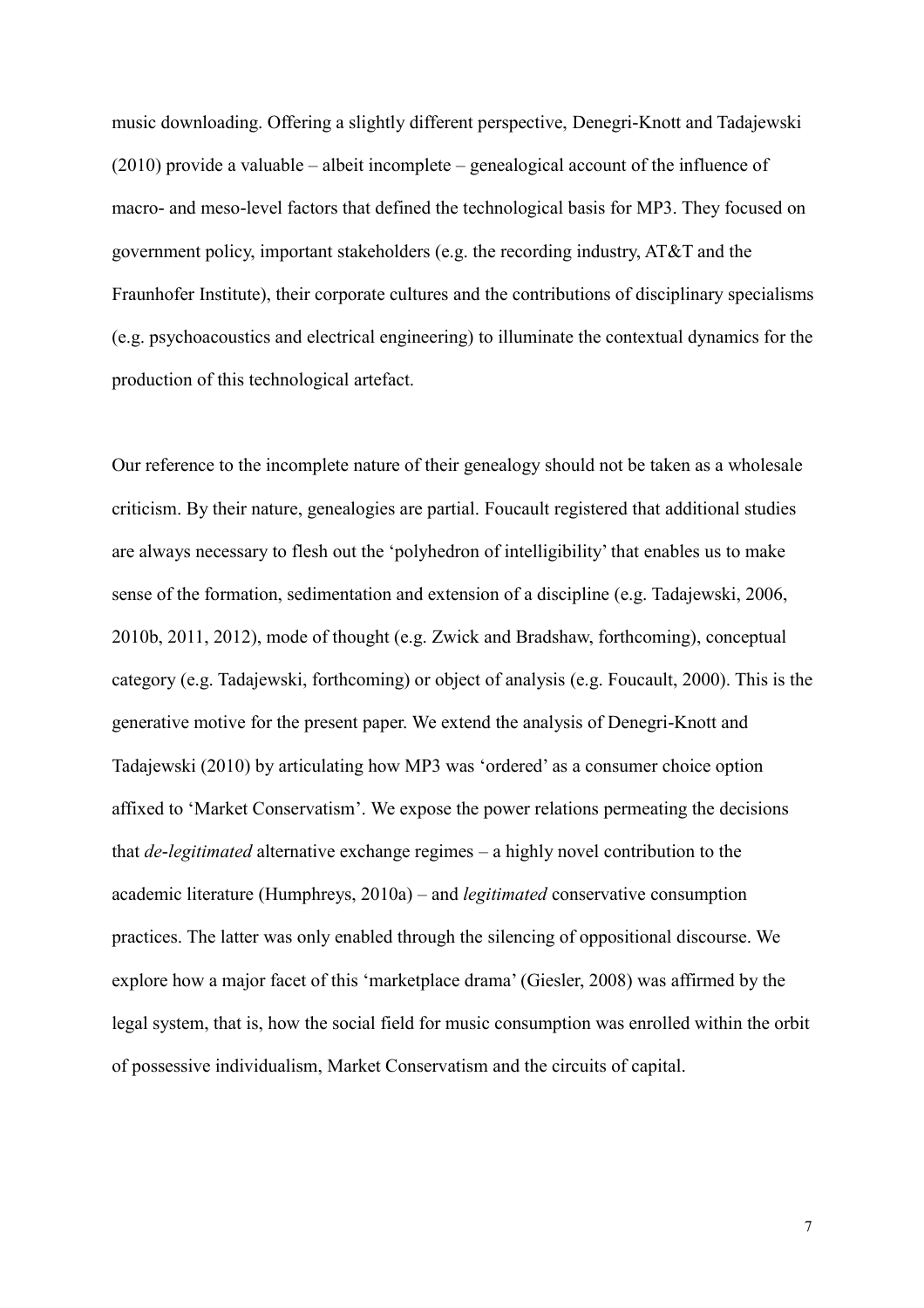music downloading. Offering a slightly different perspective, Denegri-Knott and Tadajewski (2010) provide a valuable – albeit incomplete – genealogical account of the influence of macro- and meso-level factors that defined the technological basis for MP3. They focused on government policy, important stakeholders (e.g. the recording industry, AT&T and the Fraunhofer Institute), their corporate cultures and the contributions of disciplinary specialisms (e.g. psychoacoustics and electrical engineering) to illuminate the contextual dynamics for the production of this technological artefact.

Our reference to the incomplete nature of their genealogy should not be taken as a wholesale criticism. By their nature, genealogies are partial. Foucault registered that additional studies are always necessary to flesh out the 'polyhedron of intelligibility' that enables us to make sense of the formation, sedimentation and extension of a discipline (e.g. Tadajewski, 2006, 2010b, 2011, 2012), mode of thought (e.g. Zwick and Bradshaw, forthcoming), conceptual category (e.g. Tadajewski, forthcoming) or object of analysis (e.g. Foucault, 2000). This is the generative motive for the present paper. We extend the analysis of Denegri-Knott and Tadajewski (2010) by articulating how MP3 was 'ordered' as a consumer choice option affixed to 'Market Conservatism'. We expose the power relations permeating the decisions that *de-legitimated* alternative exchange regimes – a highly novel contribution to the academic literature (Humphreys, 2010a) – and *legitimated* conservative consumption practices. The latter was only enabled through the silencing of oppositional discourse. We explore how a major facet of this 'marketplace drama' (Giesler, 2008) was affirmed by the legal system, that is, how the social field for music consumption was enrolled within the orbit of possessive individualism, Market Conservatism and the circuits of capital.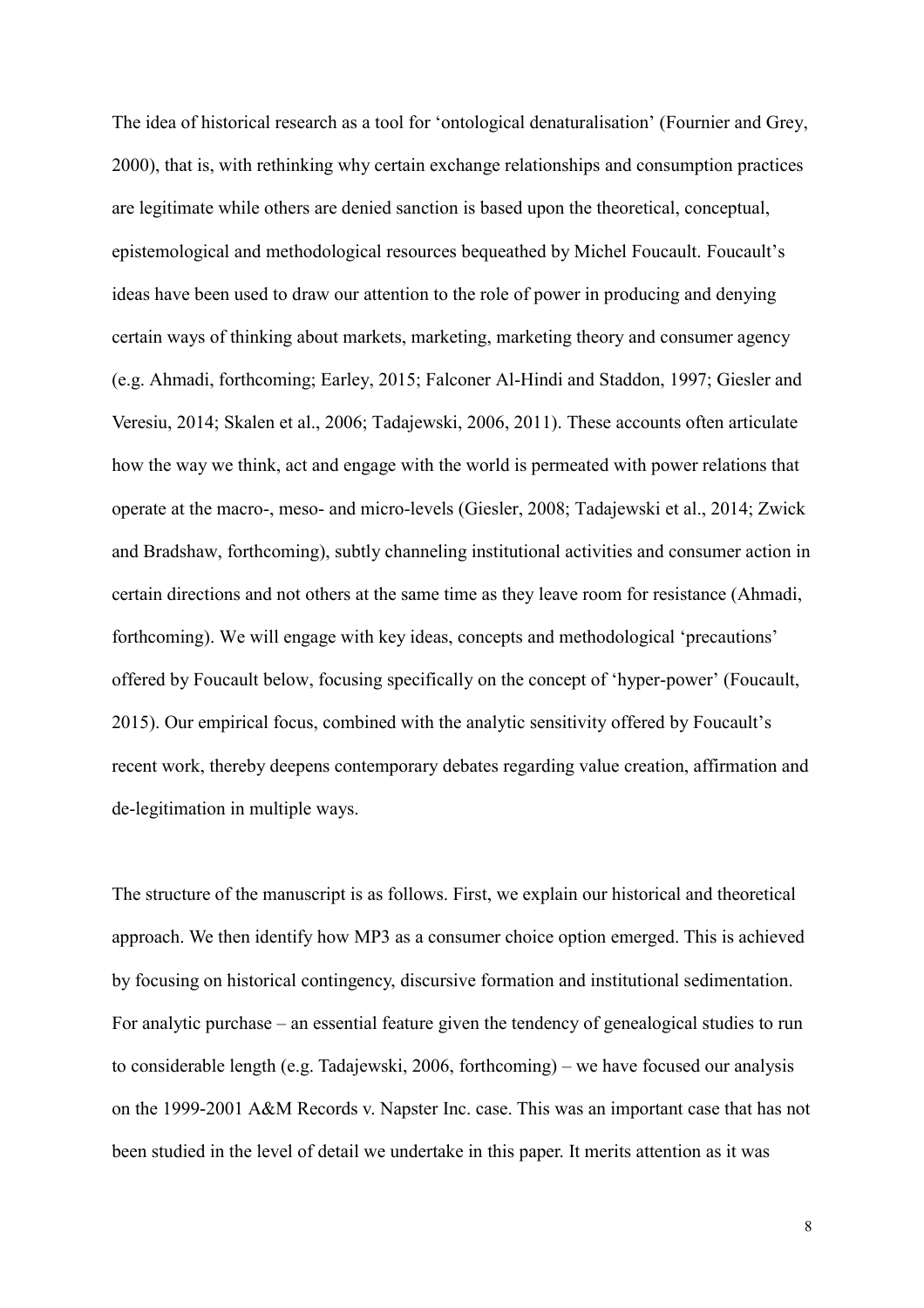The idea of historical research as a tool for 'ontological denaturalisation' (Fournier and Grey, 2000), that is, with rethinking why certain exchange relationships and consumption practices are legitimate while others are denied sanction is based upon the theoretical, conceptual, epistemological and methodological resources bequeathed by Michel Foucault. Foucault's ideas have been used to draw our attention to the role of power in producing and denying certain ways of thinking about markets, marketing, marketing theory and consumer agency (e.g. Ahmadi, forthcoming; Earley, 2015; Falconer Al-Hindi and Staddon, 1997; Giesler and Veresiu, 2014; Skalen et al., 2006; Tadajewski, 2006, 2011). These accounts often articulate how the way we think, act and engage with the world is permeated with power relations that operate at the macro-, meso- and micro-levels (Giesler, 2008; Tadajewski et al., 2014; Zwick and Bradshaw, forthcoming), subtly channeling institutional activities and consumer action in certain directions and not others at the same time as they leave room for resistance (Ahmadi, forthcoming). We will engage with key ideas, concepts and methodological 'precautions' offered by Foucault below, focusing specifically on the concept of 'hyper-power' (Foucault, 2015). Our empirical focus, combined with the analytic sensitivity offered by Foucault's recent work, thereby deepens contemporary debates regarding value creation, affirmation and de-legitimation in multiple ways.

The structure of the manuscript is as follows. First, we explain our historical and theoretical approach. We then identify how MP3 as a consumer choice option emerged. This is achieved by focusing on historical contingency, discursive formation and institutional sedimentation. For analytic purchase – an essential feature given the tendency of genealogical studies to run to considerable length (e.g. Tadajewski, 2006, forthcoming) – we have focused our analysis on the 1999-2001 A&M Records v. Napster Inc. case. This was an important case that has not been studied in the level of detail we undertake in this paper. It merits attention as it was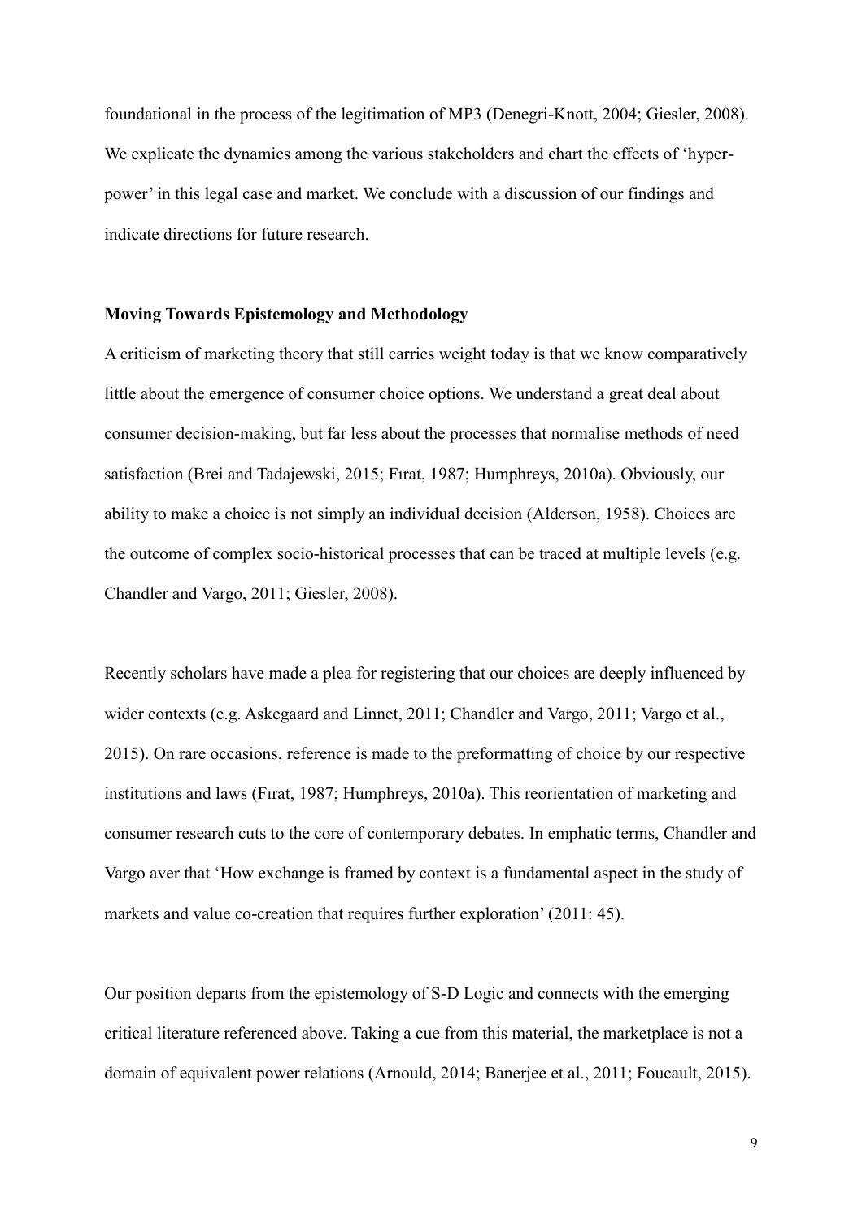foundational in the process of the legitimation of MP3 (Denegri-Knott, 2004; Giesler, 2008). We explicate the dynamics among the various stakeholders and chart the effects of 'hyper-power' in this legal case and market. We conclude with a discussion of our findings and indicate directions for future research.

**Moving Towards Epistemology and Methodology**

A criticism of marketing theory that still carries weight today is that we know comparatively little about the emergence of consumer choice options. We understand a great deal about consumer decision-making, but far less about the processes that normalise methods of need satisfaction (Brei and Tadajewski, 2015; Fırat, 1987; Humphreys, 2010a). Obviously, our ability to make a choice is not simply an individual decision (Alderson, 1958). Choices are the outcome of complex socio-historical processes that can be traced at multiple levels (e.g. Chandler and Vargo, 2011; Giesler, 2008).

Recently scholars have made a plea for registering that our choices are deeply influenced by wider contexts (e.g. Askegaard and Linnet, 2011; Chandler and Vargo, 2011; Vargo et al., 2015). On rare occasions, reference is made to the preformatting of choice by our respective institutions and laws (Fırat, 1987; Humphreys, 2010a). This reorientation of marketing and consumer research cuts to the core of contemporary debates. In emphatic terms, Chandler and Vargo aver that 'How exchange is framed by context is a fundamental aspect in the study of markets and value co-creation that requires further exploration' (2011: 45).

Our position departs from the epistemology of S-D Logic and connects with the emerging critical literature referenced above. Taking a cue from this material, the marketplace is not a domain of equivalent power relations (Arnould, 2014; Banerjee et al., 2011; Foucault, 2015).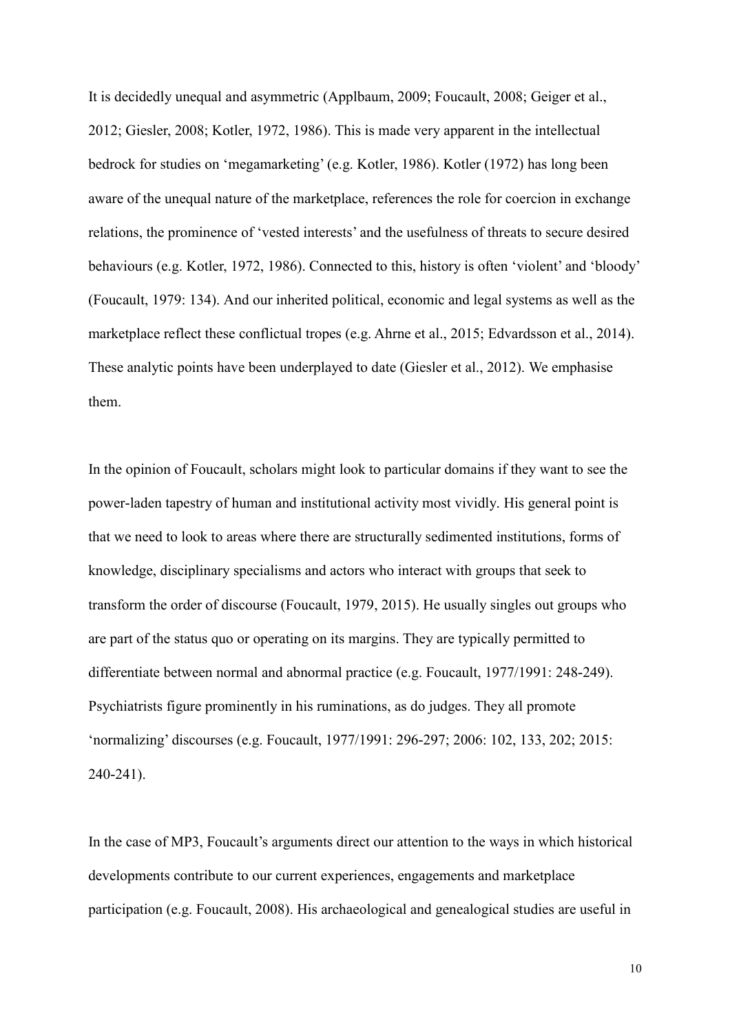It is decidedly unequal and asymmetric (Applbaum, 2009; Foucault, 2008; Geiger et al., 2012; Giesler, 2008; Kotler, 1972, 1986). This is made very apparent in the intellectual bedrock for studies on 'megamarketing' (e.g. Kotler, 1986). Kotler (1972) has long been aware of the unequal nature of the marketplace, references the role for coercion in exchange relations, the prominence of 'vested interests' and the usefulness of threats to secure desired behaviours (e.g. Kotler, 1972, 1986). Connected to this, history is often 'violent' and 'bloody' (Foucault, 1979: 134). And our inherited political, economic and legal systems as well as the marketplace reflect these conflictual tropes (e.g. Ahrne et al., 2015; Edvardsson et al., 2014). These analytic points have been underplayed to date (Giesler et al., 2012). We emphasise them.

In the opinion of Foucault, scholars might look to particular domains if they want to see the power-laden tapestry of human and institutional activity most vividly. His general point is that we need to look to areas where there are structurally sedimented institutions, forms of knowledge, disciplinary specialisms and actors who interact with groups that seek to transform the order of discourse (Foucault, 1979, 2015). He usually singles out groups who are part of the status quo or operating on its margins. They are typically permitted to differentiate between normal and abnormal practice (e.g. Foucault, 1977/1991: 248-249). Psychiatrists figure prominently in his ruminations, as do judges. They all promote 'normalizing' discourses (e.g. Foucault, 1977/1991: 296-297; 2006: 102, 133, 202; 2015: 240-241).

In the case of MP3, Foucault's arguments direct our attention to the ways in which historical developments contribute to our current experiences, engagements and marketplace participation (e.g. Foucault, 2008). His archaeological and genealogical studies are useful in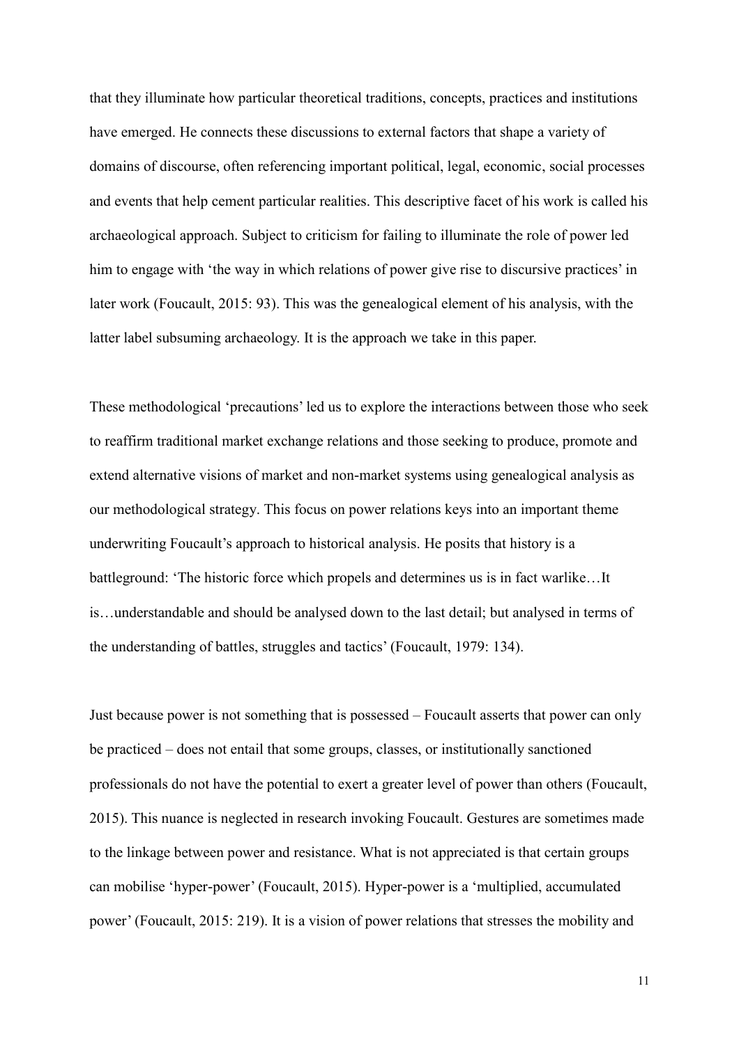that they illuminate how particular theoretical traditions, concepts, practices and institutions have emerged. He connects these discussions to external factors that shape a variety of domains of discourse, often referencing important political, legal, economic, social processes and events that help cement particular realities. This descriptive facet of his work is called his archaeological approach. Subject to criticism for failing to illuminate the role of power led him to engage with 'the way in which relations of power give rise to discursive practices' in later work (Foucault, 2015: 93). This was the genealogical element of his analysis, with the latter label subsuming archaeology. It is the approach we take in this paper.

These methodological 'precautions' led us to explore the interactions between those who seek to reaffirm traditional market exchange relations and those seeking to produce, promote and extend alternative visions of market and non-market systems using genealogical analysis as our methodological strategy. This focus on power relations keys into an important theme underwriting Foucault's approach to historical analysis. He posits that history is a battleground: 'The historic force which propels and determines us is in fact warlike…It is…understandable and should be analysed down to the last detail; but analysed in terms of the understanding of battles, struggles and tactics' (Foucault, 1979: 134).

Just because power is not something that is possessed – Foucault asserts that power can only be practiced – does not entail that some groups, classes, or institutionally sanctioned professionals do not have the potential to exert a greater level of power than others (Foucault, 2015). This nuance is neglected in research invoking Foucault. Gestures are sometimes made to the linkage between power and resistance. What is not appreciated is that certain groups can mobilise 'hyper-power' (Foucault, 2015). Hyper-power is a 'multiplied, accumulated power' (Foucault, 2015: 219). It is a vision of power relations that stresses the mobility and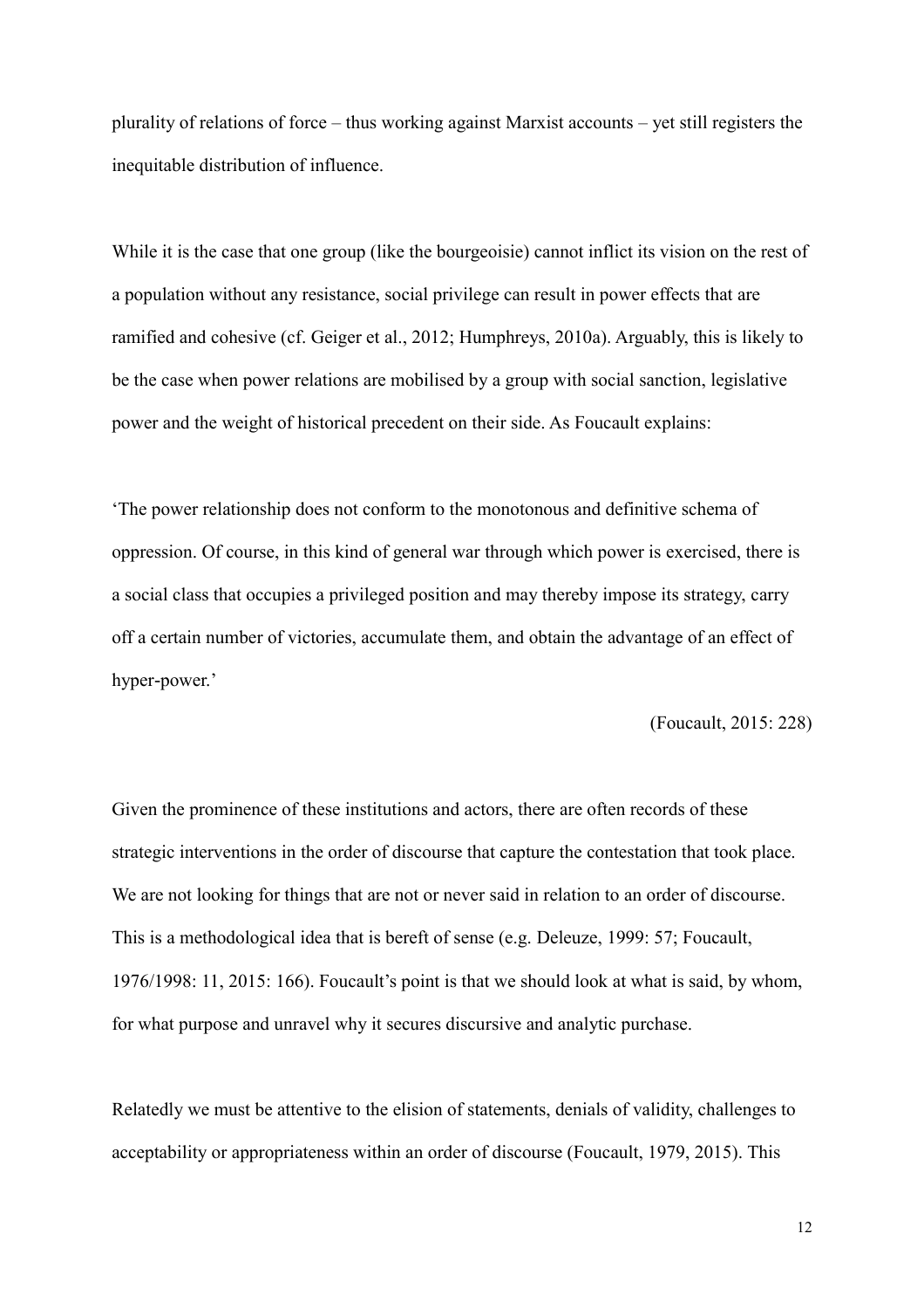plurality of relations of force – thus working against Marxist accounts – yet still registers the inequitable distribution of influence.

While it is the case that one group (like the bourgeoisie) cannot inflict its vision on the rest of a population without any resistance, social privilege can result in power effects that are ramified and cohesive (cf. Geiger et al., 2012; Humphreys, 2010a). Arguably, this is likely to be the case when power relations are mobilised by a group with social sanction, legislative power and the weight of historical precedent on their side. As Foucault explains:

> 'The power relationship does not conform to the monotonous and definitive schema of oppression. Of course, in this kind of general war through which power is exercised, there is a social class that occupies a privileged position and may thereby impose its strategy, carry off a certain number of victories, accumulate them, and obtain the advantage of an effect of hyper-power.'
>
> (Foucault, 2015: 228)

Given the prominence of these institutions and actors, there are often records of these strategic interventions in the order of discourse that capture the contestation that took place. We are not looking for things that are not or never said in relation to an order of discourse. This is a methodological idea that is bereft of sense (e.g. Deleuze, 1999: 57; Foucault, 1976/1998: 11, 2015: 166). Foucault's point is that we should look at what is said, by whom, for what purpose and unravel why it secures discursive and analytic purchase.

Relatedly we must be attentive to the elision of statements, denials of validity, challenges to acceptability or appropriateness within an order of discourse (Foucault, 1979, 2015). This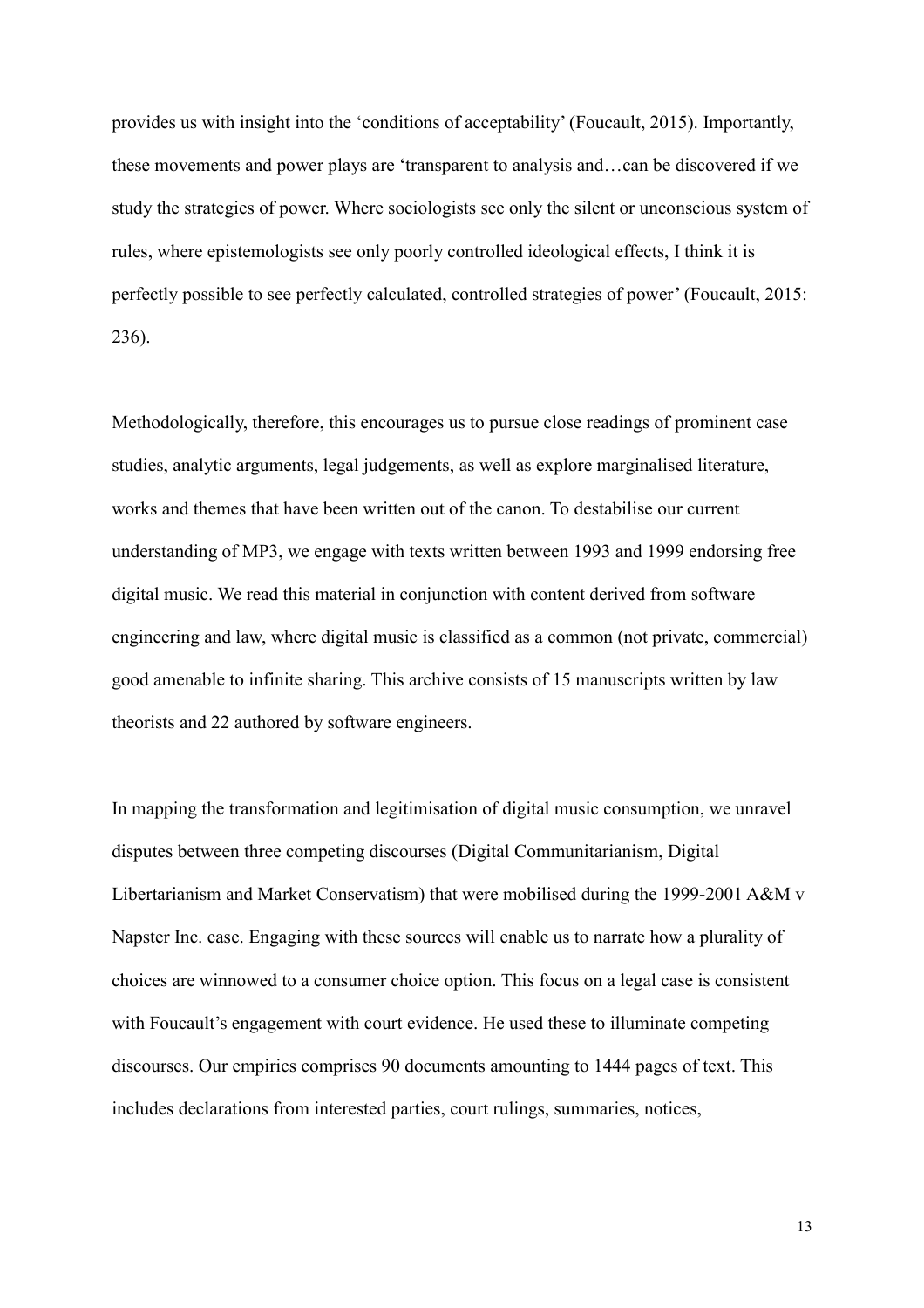provides us with insight into the 'conditions of acceptability' (Foucault, 2015). Importantly, these movements and power plays are 'transparent to analysis and…can be discovered if we study the strategies of power. Where sociologists see only the silent or unconscious system of rules, where epistemologists see only poorly controlled ideological effects, I think it is perfectly possible to see perfectly calculated, controlled strategies of power' (Foucault, 2015: 236).

Methodologically, therefore, this encourages us to pursue close readings of prominent case studies, analytic arguments, legal judgements, as well as explore marginalised literature, works and themes that have been written out of the canon. To destabilise our current understanding of MP3, we engage with texts written between 1993 and 1999 endorsing free digital music. We read this material in conjunction with content derived from software engineering and law, where digital music is classified as a common (not private, commercial) good amenable to infinite sharing. This archive consists of 15 manuscripts written by law theorists and 22 authored by software engineers.

In mapping the transformation and legitimisation of digital music consumption, we unravel disputes between three competing discourses (Digital Communitarianism, Digital Libertarianism and Market Conservatism) that were mobilised during the 1999-2001 A&M v Napster Inc. case. Engaging with these sources will enable us to narrate how a plurality of choices are winnowed to a consumer choice option. This focus on a legal case is consistent with Foucault's engagement with court evidence. He used these to illuminate competing discourses. Our empirics comprises 90 documents amounting to 1444 pages of text. This includes declarations from interested parties, court rulings, summaries, notices,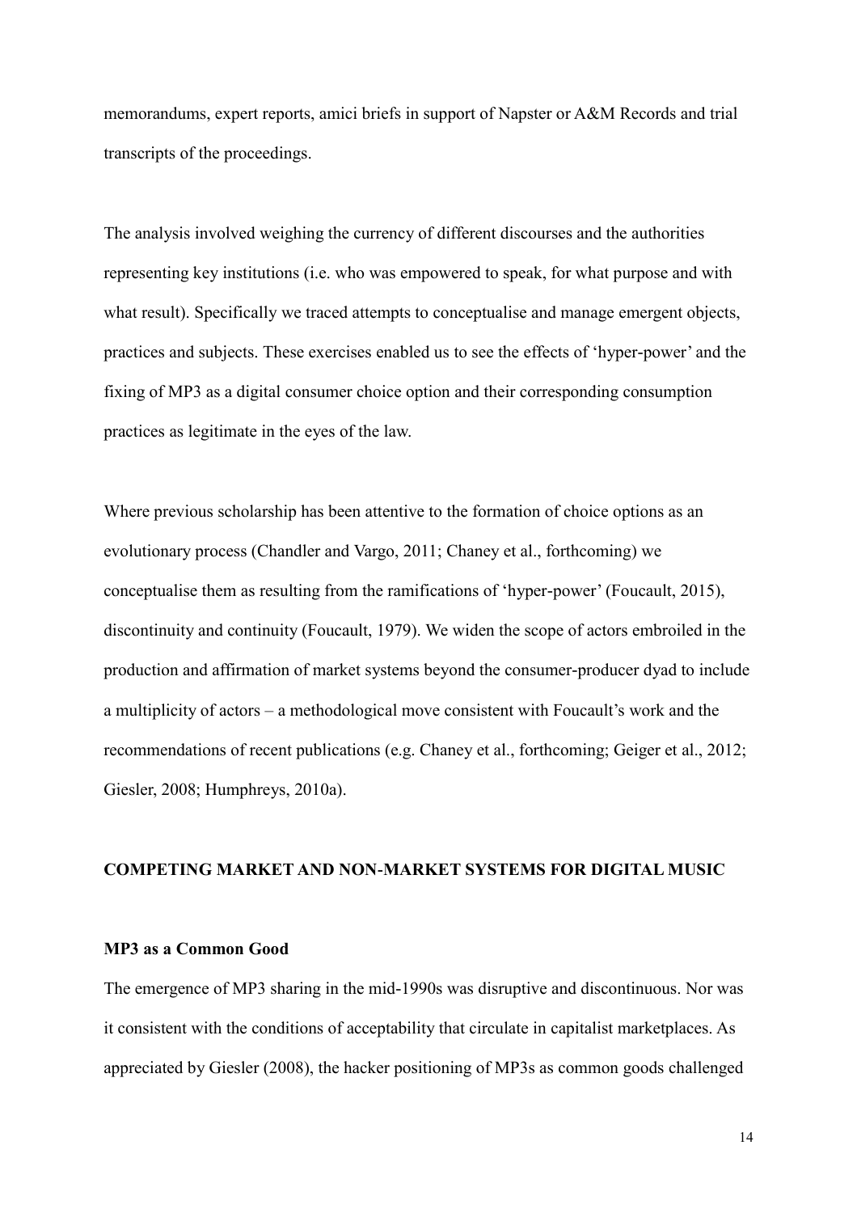memorandums, expert reports, amici briefs in support of Napster or A&M Records and trial transcripts of the proceedings.

The analysis involved weighing the currency of different discourses and the authorities representing key institutions (i.e. who was empowered to speak, for what purpose and with what result). Specifically we traced attempts to conceptualise and manage emergent objects, practices and subjects. These exercises enabled us to see the effects of 'hyper-power' and the fixing of MP3 as a digital consumer choice option and their corresponding consumption practices as legitimate in the eyes of the law.

Where previous scholarship has been attentive to the formation of choice options as an evolutionary process (Chandler and Vargo, 2011; Chaney et al., forthcoming) we conceptualise them as resulting from the ramifications of 'hyper-power' (Foucault, 2015), discontinuity and continuity (Foucault, 1979). We widen the scope of actors embroiled in the production and affirmation of market systems beyond the consumer-producer dyad to include a multiplicity of actors – a methodological move consistent with Foucault's work and the recommendations of recent publications (e.g. Chaney et al., forthcoming; Geiger et al., 2012; Giesler, 2008; Humphreys, 2010a).

## COMPETING MARKET AND NON-MARKET SYSTEMS FOR DIGITAL MUSIC

### MP3 as a Common Good

The emergence of MP3 sharing in the mid-1990s was disruptive and discontinuous. Nor was it consistent with the conditions of acceptability that circulate in capitalist marketplaces. As appreciated by Giesler (2008), the hacker positioning of MP3s as common goods challenged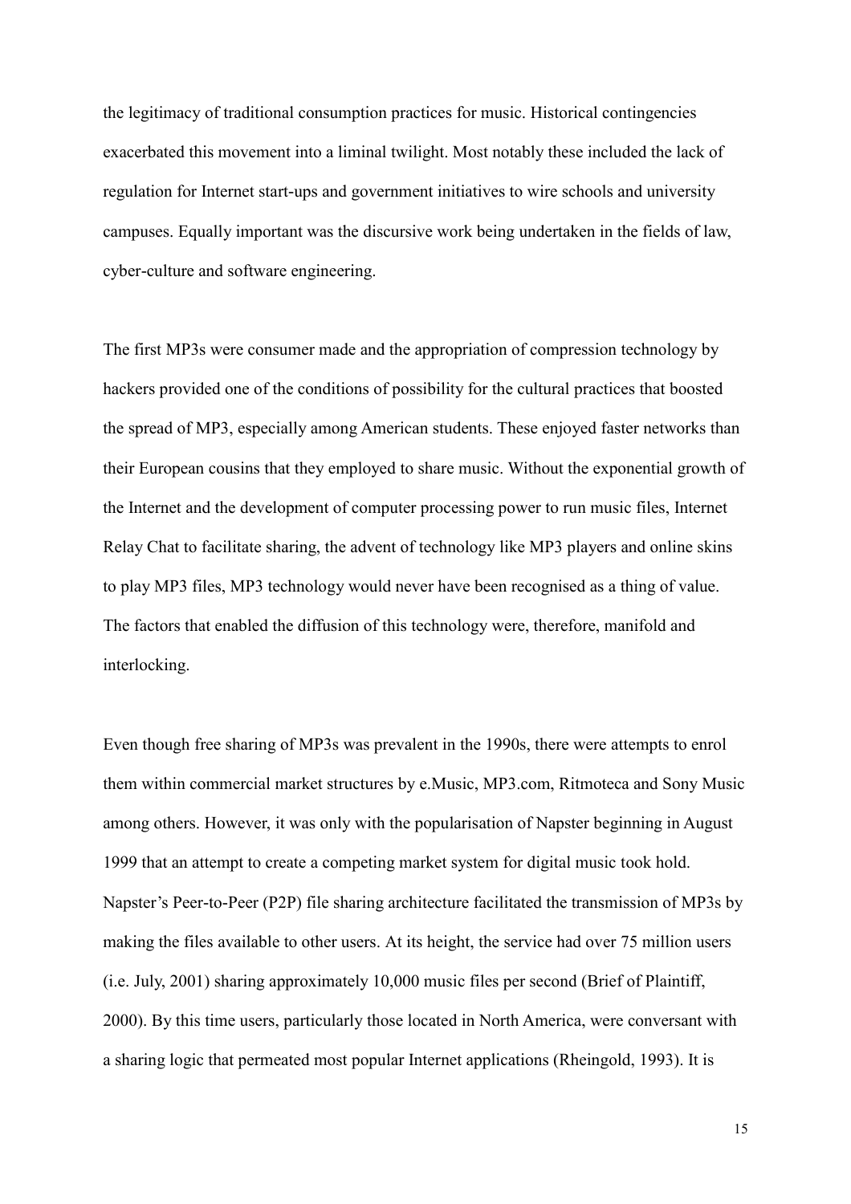the legitimacy of traditional consumption practices for music. Historical contingencies exacerbated this movement into a liminal twilight. Most notably these included the lack of regulation for Internet start-ups and government initiatives to wire schools and university campuses. Equally important was the discursive work being undertaken in the fields of law, cyber-culture and software engineering.

The first MP3s were consumer made and the appropriation of compression technology by hackers provided one of the conditions of possibility for the cultural practices that boosted the spread of MP3, especially among American students. These enjoyed faster networks than their European cousins that they employed to share music. Without the exponential growth of the Internet and the development of computer processing power to run music files, Internet Relay Chat to facilitate sharing, the advent of technology like MP3 players and online skins to play MP3 files, MP3 technology would never have been recognised as a thing of value. The factors that enabled the diffusion of this technology were, therefore, manifold and interlocking.

Even though free sharing of MP3s was prevalent in the 1990s, there were attempts to enrol them within commercial market structures by e.Music, MP3.com, Ritmoteca and Sony Music among others. However, it was only with the popularisation of Napster beginning in August 1999 that an attempt to create a competing market system for digital music took hold. Napster's Peer-to-Peer (P2P) file sharing architecture facilitated the transmission of MP3s by making the files available to other users. At its height, the service had over 75 million users (i.e. July, 2001) sharing approximately 10,000 music files per second (Brief of Plaintiff, 2000). By this time users, particularly those located in North America, were conversant with a sharing logic that permeated most popular Internet applications (Rheingold, 1993). It is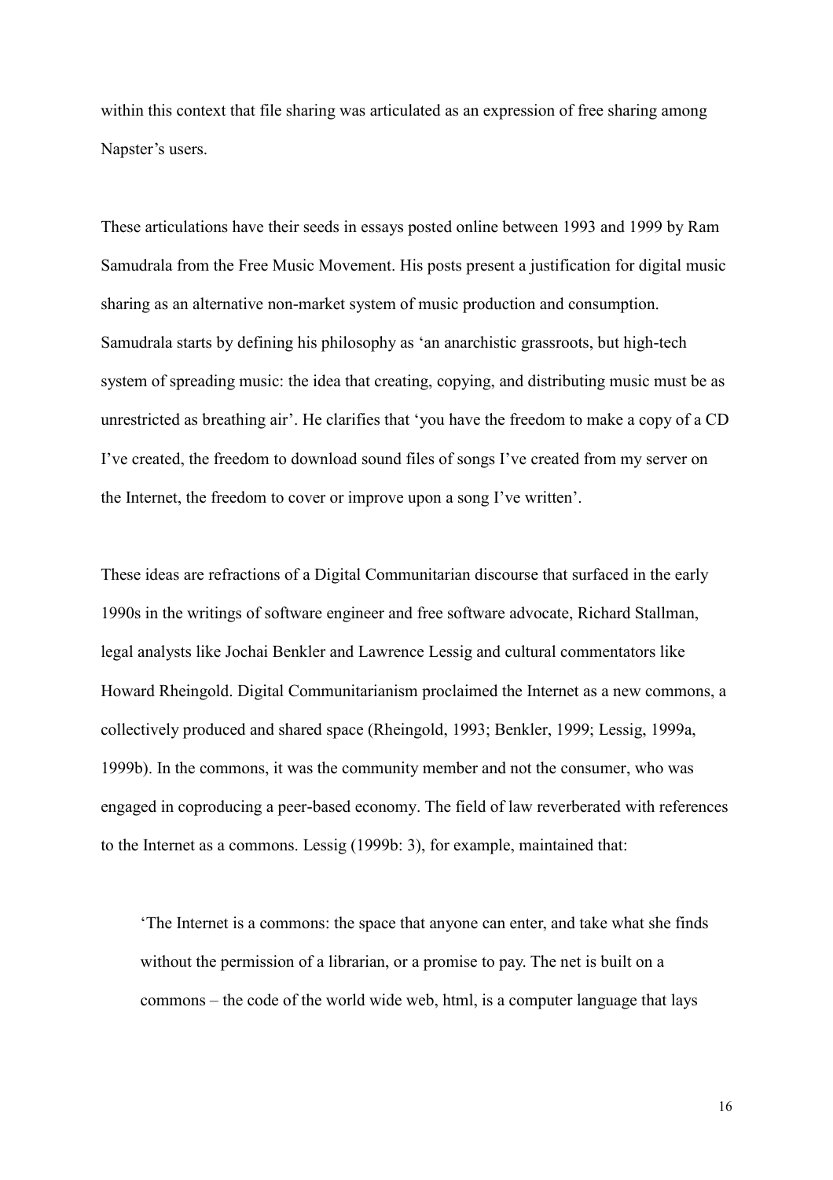within this context that file sharing was articulated as an expression of free sharing among Napster's users.

These articulations have their seeds in essays posted online between 1993 and 1999 by Ram Samudrala from the Free Music Movement. His posts present a justification for digital music sharing as an alternative non-market system of music production and consumption. Samudrala starts by defining his philosophy as 'an anarchistic grassroots, but high-tech system of spreading music: the idea that creating, copying, and distributing music must be as unrestricted as breathing air'. He clarifies that 'you have the freedom to make a copy of a CD I've created, the freedom to download sound files of songs I've created from my server on the Internet, the freedom to cover or improve upon a song I've written'.

These ideas are refractions of a Digital Communitarian discourse that surfaced in the early 1990s in the writings of software engineer and free software advocate, Richard Stallman, legal analysts like Jochai Benkler and Lawrence Lessig and cultural commentators like Howard Rheingold. Digital Communitarianism proclaimed the Internet as a new commons, a collectively produced and shared space (Rheingold, 1993; Benkler, 1999; Lessig, 1999a, 1999b). In the commons, it was the community member and not the consumer, who was engaged in coproducing a peer-based economy. The field of law reverberated with references to the Internet as a commons. Lessig (1999b: 3), for example, maintained that:

> 'The Internet is a commons: the space that anyone can enter, and take what she finds without the permission of a librarian, or a promise to pay. The net is built on a commons – the code of the world wide web, html, is a computer language that lays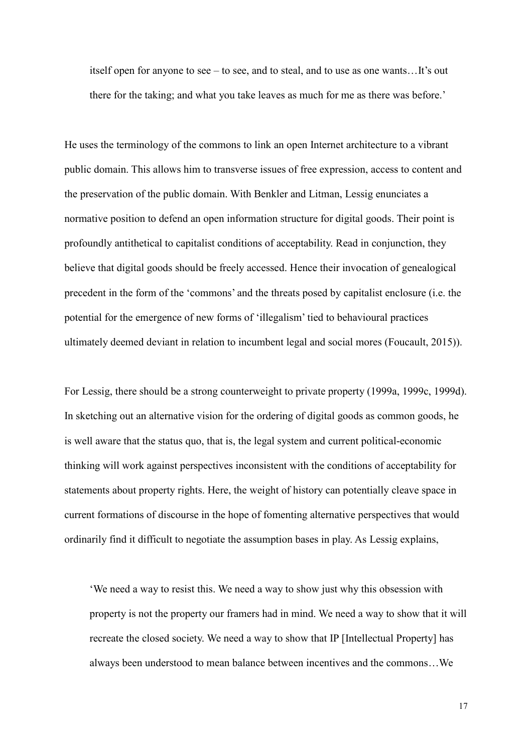> itself open for anyone to see – to see, and to steal, and to use as one wants…It's out there for the taking; and what you take leaves as much for me as there was before.'

He uses the terminology of the commons to link an open Internet architecture to a vibrant public domain. This allows him to transverse issues of free expression, access to content and the preservation of the public domain. With Benkler and Litman, Lessig enunciates a normative position to defend an open information structure for digital goods. Their point is profoundly antithetical to capitalist conditions of acceptability. Read in conjunction, they believe that digital goods should be freely accessed. Hence their invocation of genealogical precedent in the form of the 'commons' and the threats posed by capitalist enclosure (i.e. the potential for the emergence of new forms of 'illegalism' tied to behavioural practices ultimately deemed deviant in relation to incumbent legal and social mores (Foucault, 2015)).

For Lessig, there should be a strong counterweight to private property (1999a, 1999c, 1999d). In sketching out an alternative vision for the ordering of digital goods as common goods, he is well aware that the status quo, that is, the legal system and current political-economic thinking will work against perspectives inconsistent with the conditions of acceptability for statements about property rights. Here, the weight of history can potentially cleave space in current formations of discourse in the hope of fomenting alternative perspectives that would ordinarily find it difficult to negotiate the assumption bases in play. As Lessig explains,

> 'We need a way to resist this. We need a way to show just why this obsession with property is not the property our framers had in mind. We need a way to show that it will recreate the closed society. We need a way to show that IP [Intellectual Property] has always been understood to mean balance between incentives and the commons…We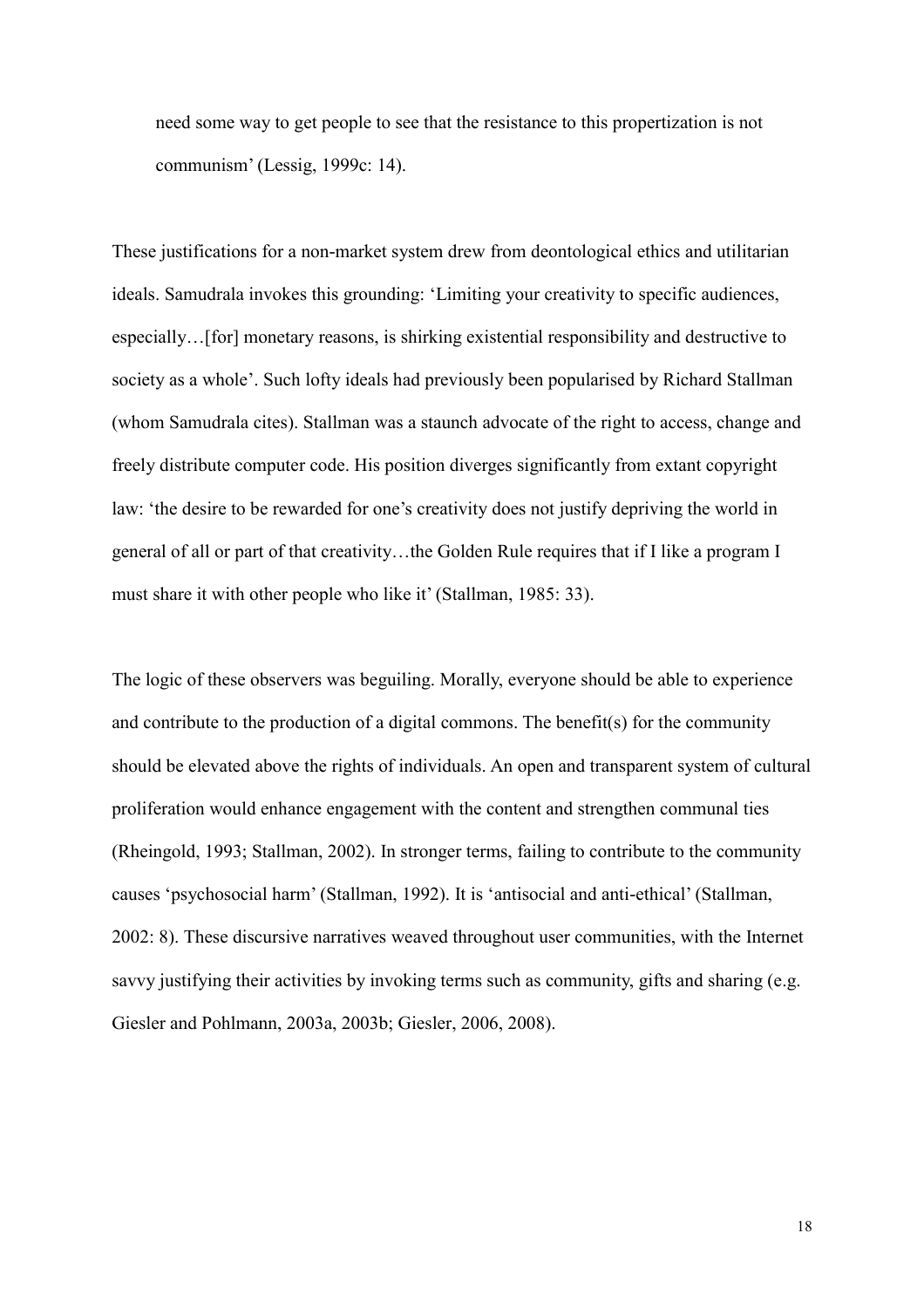> need some way to get people to see that the resistance to this propertization is not communism' (Lessig, 1999c: 14).

These justifications for a non-market system drew from deontological ethics and utilitarian ideals. Samudrala invokes this grounding: 'Limiting your creativity to specific audiences, especially…[for] monetary reasons, is shirking existential responsibility and destructive to society as a whole'. Such lofty ideals had previously been popularised by Richard Stallman (whom Samudrala cites). Stallman was a staunch advocate of the right to access, change and freely distribute computer code. His position diverges significantly from extant copyright law: 'the desire to be rewarded for one's creativity does not justify depriving the world in general of all or part of that creativity…the Golden Rule requires that if I like a program I must share it with other people who like it' (Stallman, 1985: 33).

The logic of these observers was beguiling. Morally, everyone should be able to experience and contribute to the production of a digital commons. The benefit(s) for the community should be elevated above the rights of individuals. An open and transparent system of cultural proliferation would enhance engagement with the content and strengthen communal ties (Rheingold, 1993; Stallman, 2002). In stronger terms, failing to contribute to the community causes 'psychosocial harm' (Stallman, 1992). It is 'antisocial and anti-ethical' (Stallman, 2002: 8). These discursive narratives weaved throughout user communities, with the Internet savvy justifying their activities by invoking terms such as community, gifts and sharing (e.g. Giesler and Pohlmann, 2003a, 2003b; Giesler, 2006, 2008).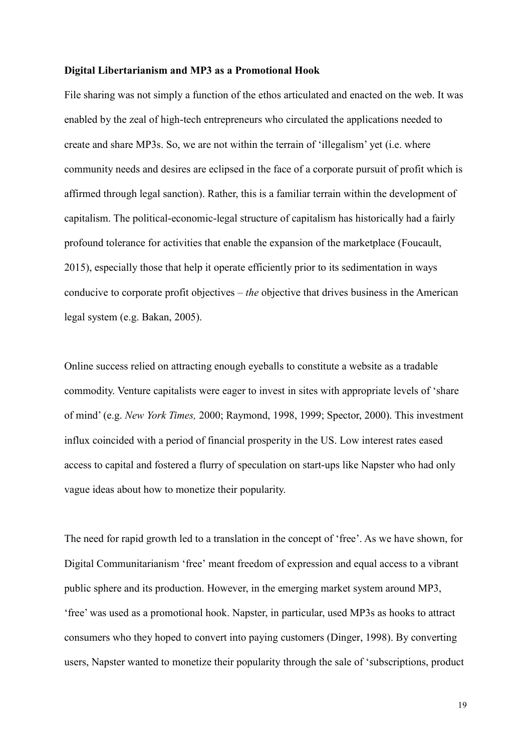**Digital Libertarianism and MP3 as a Promotional Hook**

File sharing was not simply a function of the ethos articulated and enacted on the web. It was enabled by the zeal of high-tech entrepreneurs who circulated the applications needed to create and share MP3s. So, we are not within the terrain of 'illegalism' yet (i.e. where community needs and desires are eclipsed in the face of a corporate pursuit of profit which is affirmed through legal sanction). Rather, this is a familiar terrain within the development of capitalism. The political-economic-legal structure of capitalism has historically had a fairly profound tolerance for activities that enable the expansion of the marketplace (Foucault, 2015), especially those that help it operate efficiently prior to its sedimentation in ways conducive to corporate profit objectives – *the* objective that drives business in the American legal system (e.g. Bakan, 2005).

Online success relied on attracting enough eyeballs to constitute a website as a tradable commodity. Venture capitalists were eager to invest in sites with appropriate levels of 'share of mind' (e.g. *New York Times,* 2000; Raymond, 1998, 1999; Spector, 2000). This investment influx coincided with a period of financial prosperity in the US. Low interest rates eased access to capital and fostered a flurry of speculation on start-ups like Napster who had only vague ideas about how to monetize their popularity.

The need for rapid growth led to a translation in the concept of 'free'. As we have shown, for Digital Communitarianism 'free' meant freedom of expression and equal access to a vibrant public sphere and its production. However, in the emerging market system around MP3, 'free' was used as a promotional hook. Napster, in particular, used MP3s as hooks to attract consumers who they hoped to convert into paying customers (Dinger, 1998). By converting users, Napster wanted to monetize their popularity through the sale of 'subscriptions, product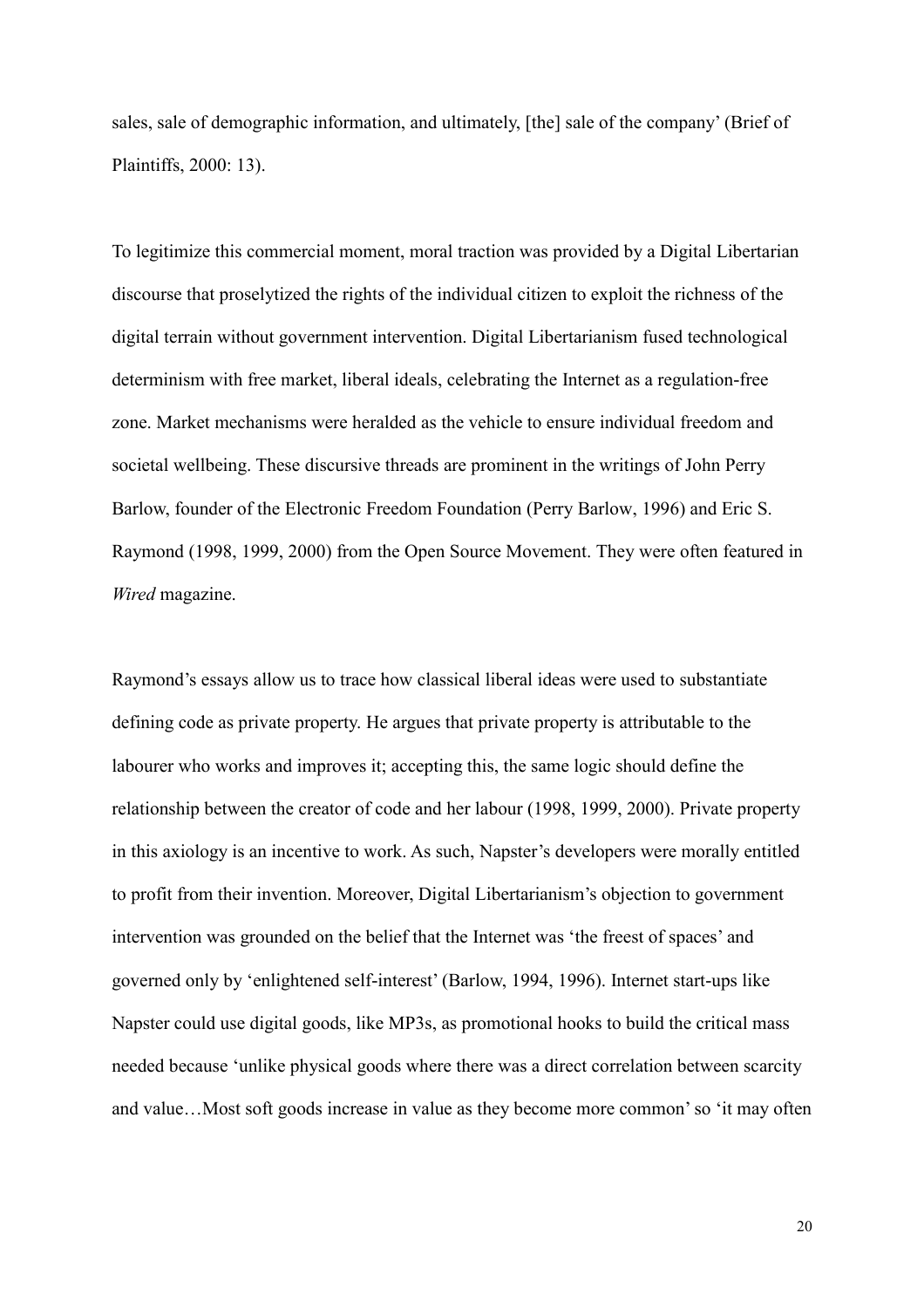sales, sale of demographic information, and ultimately, [the] sale of the company' (Brief of Plaintiffs, 2000: 13).

To legitimize this commercial moment, moral traction was provided by a Digital Libertarian discourse that proselytized the rights of the individual citizen to exploit the richness of the digital terrain without government intervention. Digital Libertarianism fused technological determinism with free market, liberal ideals, celebrating the Internet as a regulation-free zone. Market mechanisms were heralded as the vehicle to ensure individual freedom and societal wellbeing. These discursive threads are prominent in the writings of John Perry Barlow, founder of the Electronic Freedom Foundation (Perry Barlow, 1996) and Eric S. Raymond (1998, 1999, 2000) from the Open Source Movement. They were often featured in *Wired* magazine.

Raymond's essays allow us to trace how classical liberal ideas were used to substantiate defining code as private property. He argues that private property is attributable to the labourer who works and improves it; accepting this, the same logic should define the relationship between the creator of code and her labour (1998, 1999, 2000). Private property in this axiology is an incentive to work. As such, Napster's developers were morally entitled to profit from their invention. Moreover, Digital Libertarianism's objection to government intervention was grounded on the belief that the Internet was 'the freest of spaces' and governed only by 'enlightened self-interest' (Barlow, 1994, 1996). Internet start-ups like Napster could use digital goods, like MP3s, as promotional hooks to build the critical mass needed because 'unlike physical goods where there was a direct correlation between scarcity and value…Most soft goods increase in value as they become more common' so 'it may often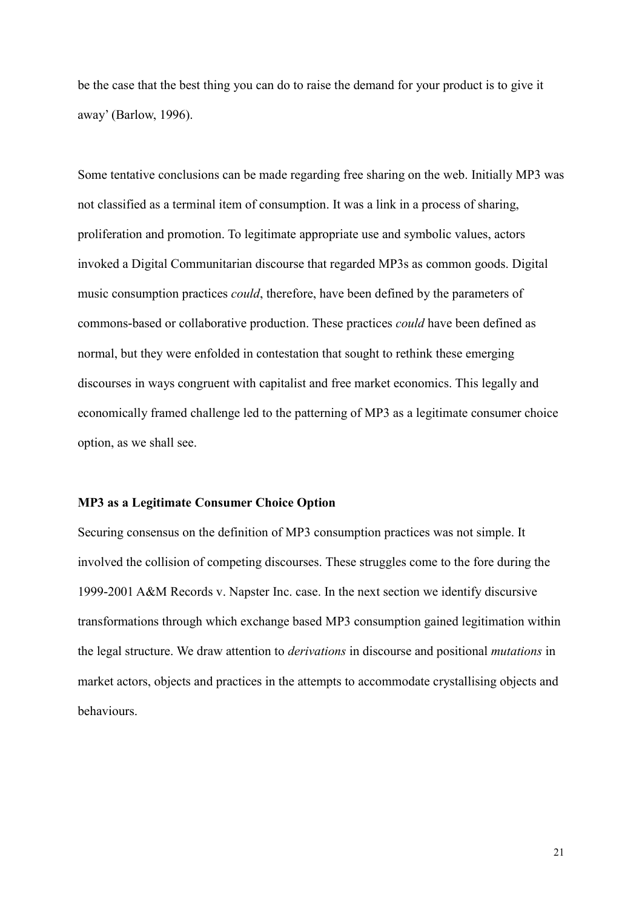be the case that the best thing you can do to raise the demand for your product is to give it away' (Barlow, 1996).

Some tentative conclusions can be made regarding free sharing on the web. Initially MP3 was not classified as a terminal item of consumption. It was a link in a process of sharing, proliferation and promotion. To legitimate appropriate use and symbolic values, actors invoked a Digital Communitarian discourse that regarded MP3s as common goods. Digital music consumption practices *could*, therefore, have been defined by the parameters of commons-based or collaborative production. These practices *could* have been defined as normal, but they were enfolded in contestation that sought to rethink these emerging discourses in ways congruent with capitalist and free market economics. This legally and economically framed challenge led to the patterning of MP3 as a legitimate consumer choice option, as we shall see.

**MP3 as a Legitimate Consumer Choice Option**

Securing consensus on the definition of MP3 consumption practices was not simple. It involved the collision of competing discourses. These struggles come to the fore during the 1999-2001 A&M Records v. Napster Inc. case. In the next section we identify discursive transformations through which exchange based MP3 consumption gained legitimation within the legal structure. We draw attention to *derivations* in discourse and positional *mutations* in market actors, objects and practices in the attempts to accommodate crystallising objects and behaviours.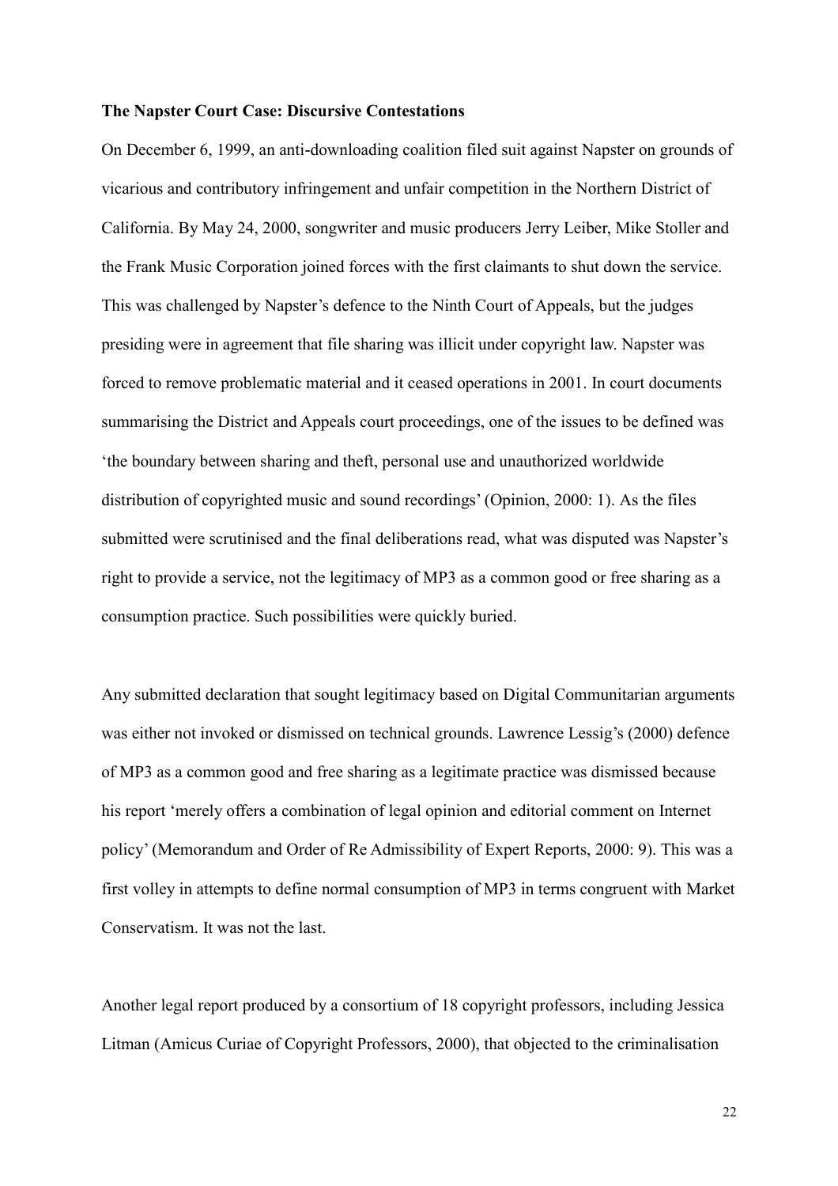**The Napster Court Case: Discursive Contestations**

On December 6, 1999, an anti-downloading coalition filed suit against Napster on grounds of vicarious and contributory infringement and unfair competition in the Northern District of California. By May 24, 2000, songwriter and music producers Jerry Leiber, Mike Stoller and the Frank Music Corporation joined forces with the first claimants to shut down the service. This was challenged by Napster's defence to the Ninth Court of Appeals, but the judges presiding were in agreement that file sharing was illicit under copyright law. Napster was forced to remove problematic material and it ceased operations in 2001. In court documents summarising the District and Appeals court proceedings, one of the issues to be defined was 'the boundary between sharing and theft, personal use and unauthorized worldwide distribution of copyrighted music and sound recordings' (Opinion, 2000: 1). As the files submitted were scrutinised and the final deliberations read, what was disputed was Napster's right to provide a service, not the legitimacy of MP3 as a common good or free sharing as a consumption practice. Such possibilities were quickly buried.

Any submitted declaration that sought legitimacy based on Digital Communitarian arguments was either not invoked or dismissed on technical grounds. Lawrence Lessig's (2000) defence of MP3 as a common good and free sharing as a legitimate practice was dismissed because his report 'merely offers a combination of legal opinion and editorial comment on Internet policy' (Memorandum and Order of Re Admissibility of Expert Reports, 2000: 9). This was a first volley in attempts to define normal consumption of MP3 in terms congruent with Market Conservatism. It was not the last.

Another legal report produced by a consortium of 18 copyright professors, including Jessica Litman (Amicus Curiae of Copyright Professors, 2000), that objected to the criminalisation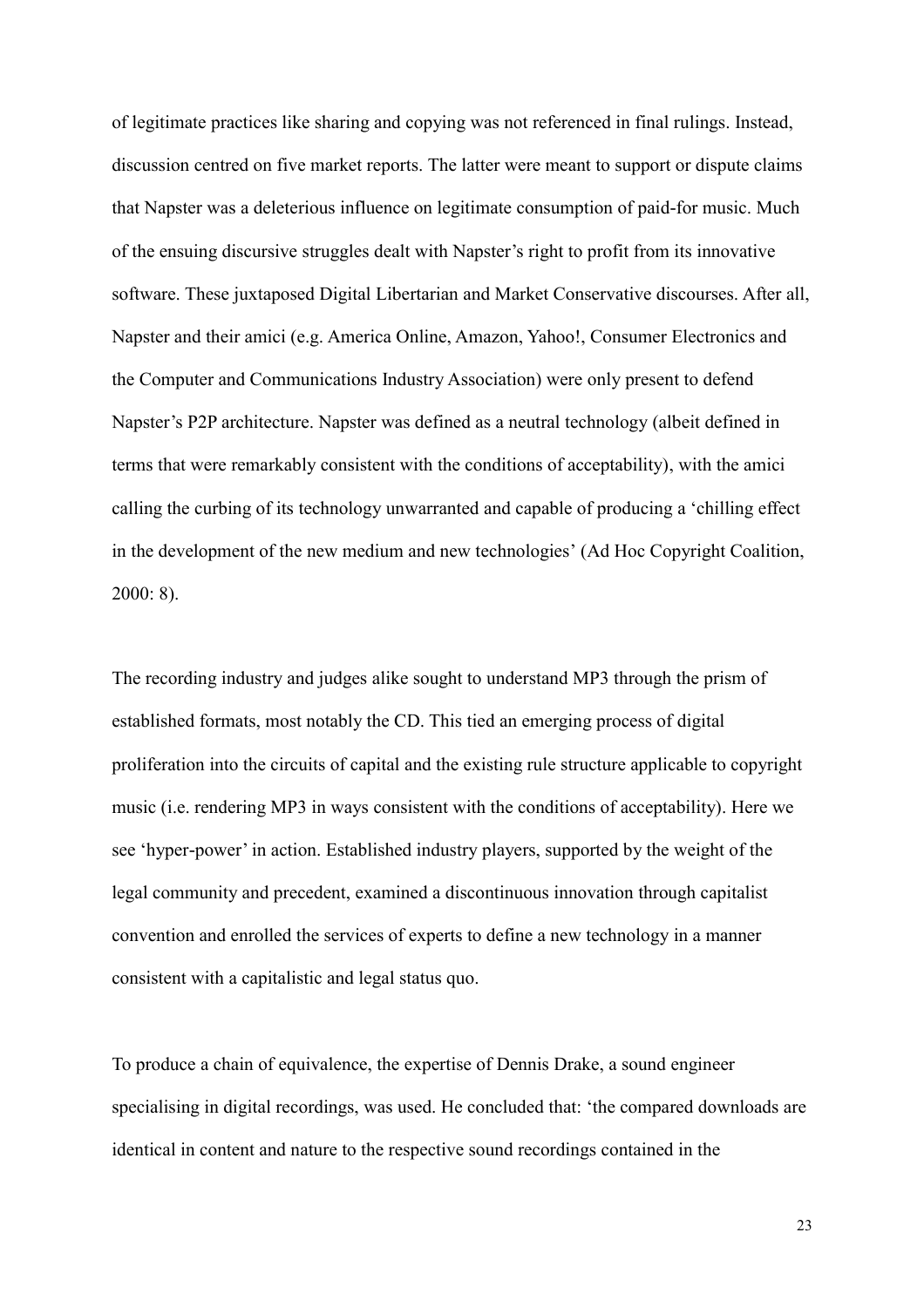of legitimate practices like sharing and copying was not referenced in final rulings. Instead, discussion centred on five market reports. The latter were meant to support or dispute claims that Napster was a deleterious influence on legitimate consumption of paid-for music. Much of the ensuing discursive struggles dealt with Napster's right to profit from its innovative software. These juxtaposed Digital Libertarian and Market Conservative discourses. After all, Napster and their amici (e.g. America Online, Amazon, Yahoo!, Consumer Electronics and the Computer and Communications Industry Association) were only present to defend Napster's P2P architecture. Napster was defined as a neutral technology (albeit defined in terms that were remarkably consistent with the conditions of acceptability), with the amici calling the curbing of its technology unwarranted and capable of producing a 'chilling effect in the development of the new medium and new technologies' (Ad Hoc Copyright Coalition, 2000: 8).

The recording industry and judges alike sought to understand MP3 through the prism of established formats, most notably the CD. This tied an emerging process of digital proliferation into the circuits of capital and the existing rule structure applicable to copyright music (i.e. rendering MP3 in ways consistent with the conditions of acceptability). Here we see 'hyper-power' in action. Established industry players, supported by the weight of the legal community and precedent, examined a discontinuous innovation through capitalist convention and enrolled the services of experts to define a new technology in a manner consistent with a capitalistic and legal status quo.

To produce a chain of equivalence, the expertise of Dennis Drake, a sound engineer specialising in digital recordings, was used. He concluded that: 'the compared downloads are identical in content and nature to the respective sound recordings contained in the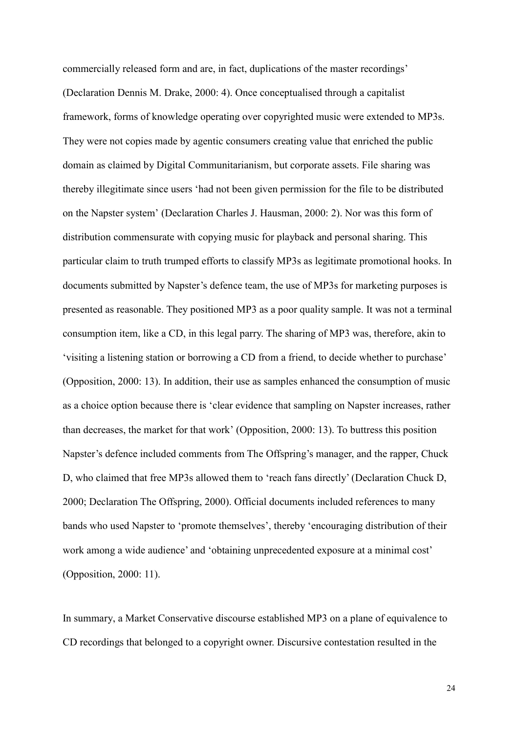commercially released form and are, in fact, duplications of the master recordings' (Declaration Dennis M. Drake, 2000: 4). Once conceptualised through a capitalist framework, forms of knowledge operating over copyrighted music were extended to MP3s. They were not copies made by agentic consumers creating value that enriched the public domain as claimed by Digital Communitarianism, but corporate assets. File sharing was thereby illegitimate since users 'had not been given permission for the file to be distributed on the Napster system' (Declaration Charles J. Hausman, 2000: 2). Nor was this form of distribution commensurate with copying music for playback and personal sharing. This particular claim to truth trumped efforts to classify MP3s as legitimate promotional hooks. In documents submitted by Napster's defence team, the use of MP3s for marketing purposes is presented as reasonable. They positioned MP3 as a poor quality sample. It was not a terminal consumption item, like a CD, in this legal parry. The sharing of MP3 was, therefore, akin to 'visiting a listening station or borrowing a CD from a friend, to decide whether to purchase' (Opposition, 2000: 13). In addition, their use as samples enhanced the consumption of music as a choice option because there is 'clear evidence that sampling on Napster increases, rather than decreases, the market for that work' (Opposition, 2000: 13). To buttress this position Napster's defence included comments from The Offspring's manager, and the rapper, Chuck D, who claimed that free MP3s allowed them to 'reach fans directly' (Declaration Chuck D, 2000; Declaration The Offspring, 2000). Official documents included references to many bands who used Napster to 'promote themselves', thereby 'encouraging distribution of their work among a wide audience' and 'obtaining unprecedented exposure at a minimal cost' (Opposition, 2000: 11).

In summary, a Market Conservative discourse established MP3 on a plane of equivalence to CD recordings that belonged to a copyright owner. Discursive contestation resulted in the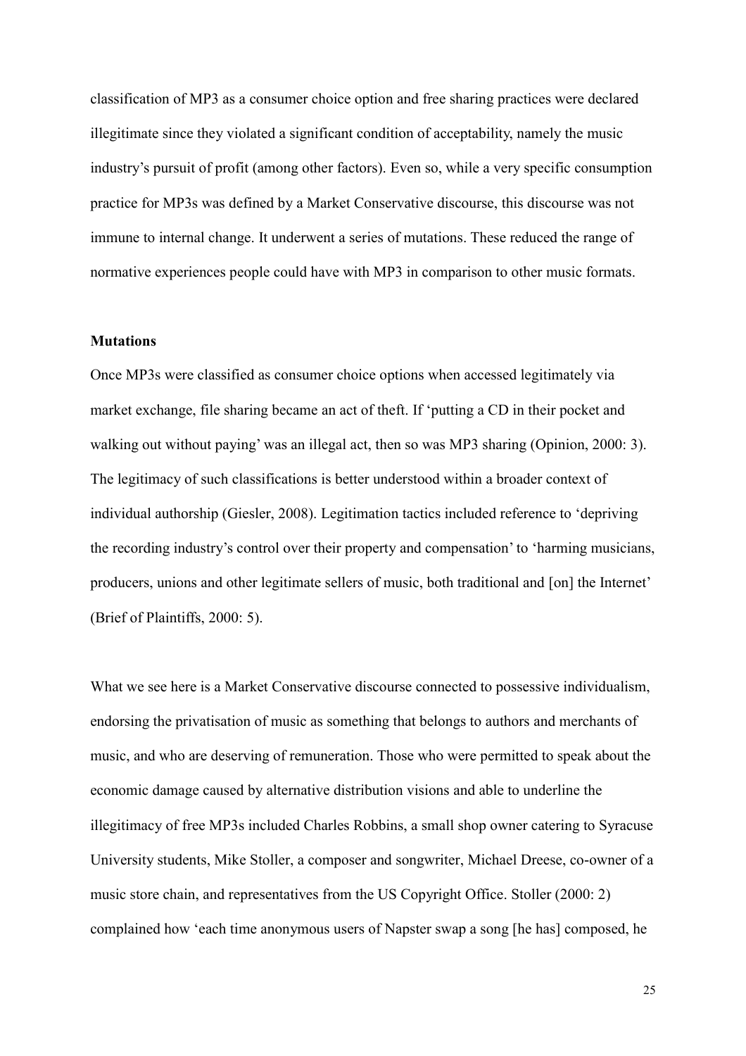classification of MP3 as a consumer choice option and free sharing practices were declared illegitimate since they violated a significant condition of acceptability, namely the music industry's pursuit of profit (among other factors). Even so, while a very specific consumption practice for MP3s was defined by a Market Conservative discourse, this discourse was not immune to internal change. It underwent a series of mutations. These reduced the range of normative experiences people could have with MP3 in comparison to other music formats.

**Mutations**

Once MP3s were classified as consumer choice options when accessed legitimately via market exchange, file sharing became an act of theft. If 'putting a CD in their pocket and walking out without paying' was an illegal act, then so was MP3 sharing (Opinion, 2000: 3). The legitimacy of such classifications is better understood within a broader context of individual authorship (Giesler, 2008). Legitimation tactics included reference to 'depriving the recording industry's control over their property and compensation' to 'harming musicians, producers, unions and other legitimate sellers of music, both traditional and [on] the Internet' (Brief of Plaintiffs, 2000: 5).

What we see here is a Market Conservative discourse connected to possessive individualism, endorsing the privatisation of music as something that belongs to authors and merchants of music, and who are deserving of remuneration. Those who were permitted to speak about the economic damage caused by alternative distribution visions and able to underline the illegitimacy of free MP3s included Charles Robbins, a small shop owner catering to Syracuse University students, Mike Stoller, a composer and songwriter, Michael Dreese, co-owner of a music store chain, and representatives from the US Copyright Office. Stoller (2000: 2) complained how 'each time anonymous users of Napster swap a song [he has] composed, he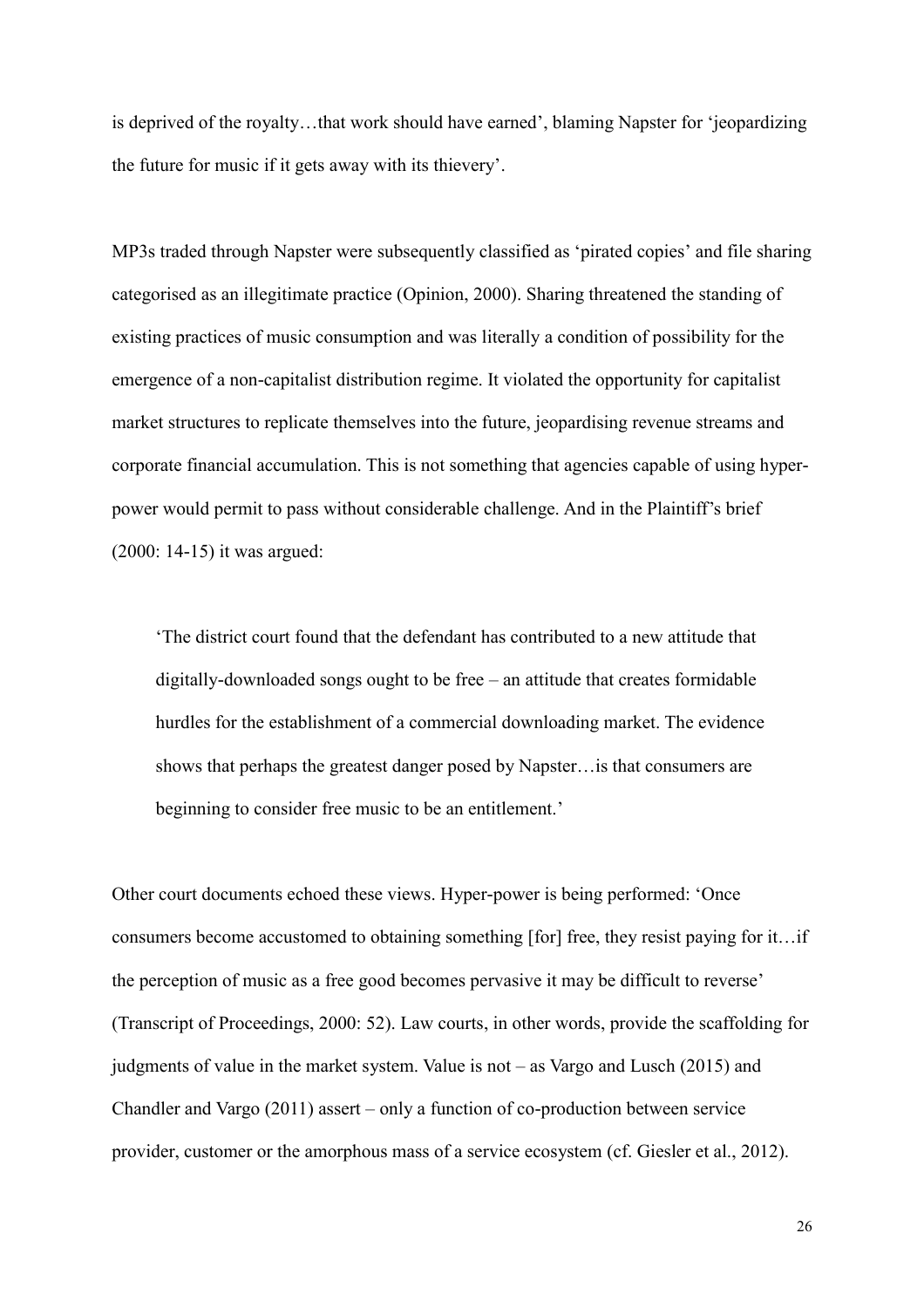is deprived of the royalty…that work should have earned', blaming Napster for 'jeopardizing the future for music if it gets away with its thievery'.

MP3s traded through Napster were subsequently classified as 'pirated copies' and file sharing categorised as an illegitimate practice (Opinion, 2000). Sharing threatened the standing of existing practices of music consumption and was literally a condition of possibility for the emergence of a non-capitalist distribution regime. It violated the opportunity for capitalist market structures to replicate themselves into the future, jeopardising revenue streams and corporate financial accumulation. This is not something that agencies capable of using hyper-power would permit to pass without considerable challenge. And in the Plaintiff's brief (2000: 14-15) it was argued:

> 'The district court found that the defendant has contributed to a new attitude that digitally-downloaded songs ought to be free – an attitude that creates formidable hurdles for the establishment of a commercial downloading market. The evidence shows that perhaps the greatest danger posed by Napster…is that consumers are beginning to consider free music to be an entitlement.'

Other court documents echoed these views. Hyper-power is being performed: 'Once consumers become accustomed to obtaining something [for] free, they resist paying for it…if the perception of music as a free good becomes pervasive it may be difficult to reverse' (Transcript of Proceedings, 2000: 52). Law courts, in other words, provide the scaffolding for judgments of value in the market system. Value is not – as Vargo and Lusch (2015) and Chandler and Vargo (2011) assert – only a function of co-production between service provider, customer or the amorphous mass of a service ecosystem (cf. Giesler et al., 2012).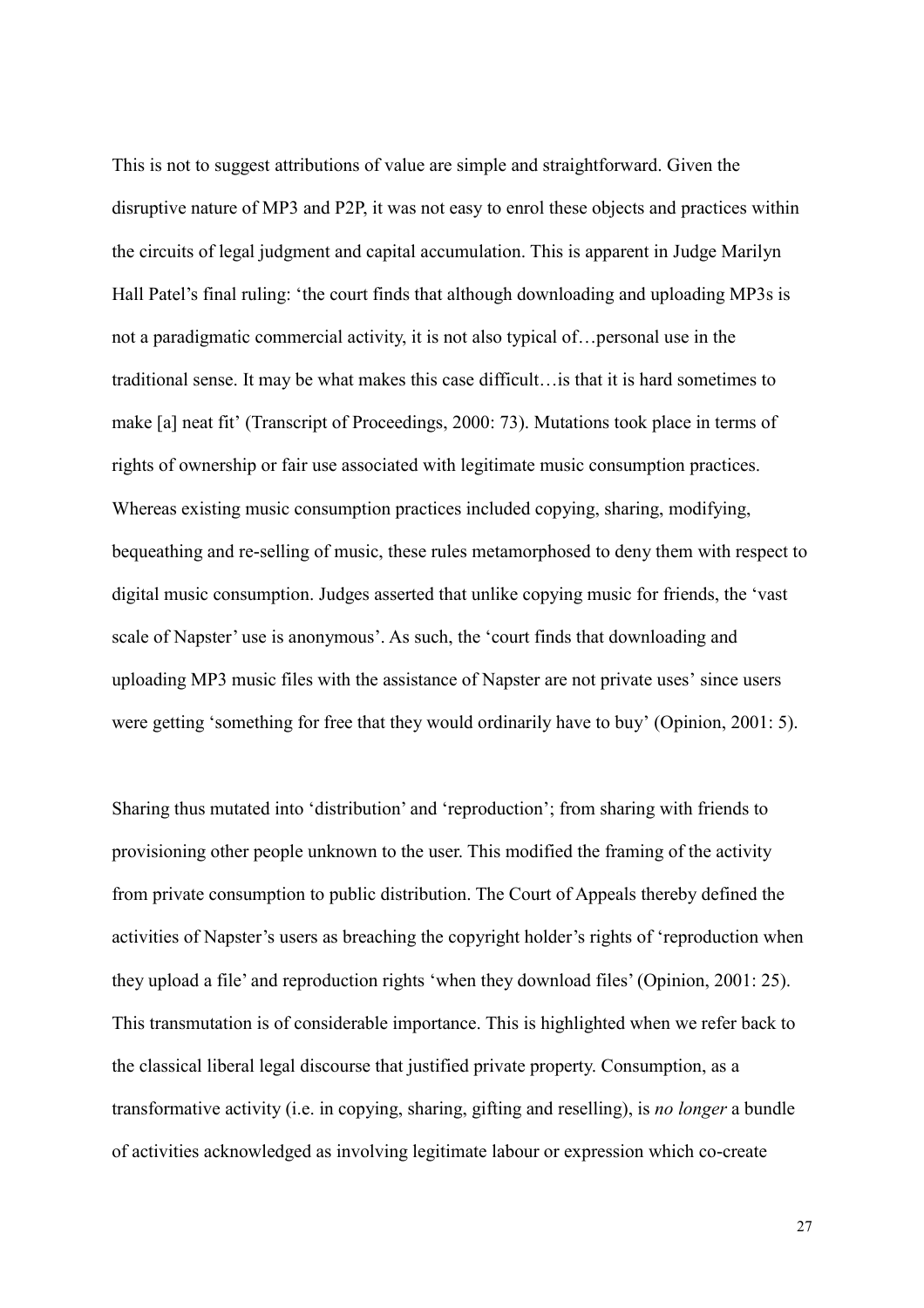This is not to suggest attributions of value are simple and straightforward. Given the disruptive nature of MP3 and P2P, it was not easy to enrol these objects and practices within the circuits of legal judgment and capital accumulation. This is apparent in Judge Marilyn Hall Patel's final ruling: 'the court finds that although downloading and uploading MP3s is not a paradigmatic commercial activity, it is not also typical of…personal use in the traditional sense. It may be what makes this case difficult…is that it is hard sometimes to make [a] neat fit' (Transcript of Proceedings, 2000: 73). Mutations took place in terms of rights of ownership or fair use associated with legitimate music consumption practices. Whereas existing music consumption practices included copying, sharing, modifying, bequeathing and re-selling of music, these rules metamorphosed to deny them with respect to digital music consumption. Judges asserted that unlike copying music for friends, the 'vast scale of Napster' use is anonymous'. As such, the 'court finds that downloading and uploading MP3 music files with the assistance of Napster are not private uses' since users were getting 'something for free that they would ordinarily have to buy' (Opinion, 2001: 5).

Sharing thus mutated into 'distribution' and 'reproduction'; from sharing with friends to provisioning other people unknown to the user. This modified the framing of the activity from private consumption to public distribution. The Court of Appeals thereby defined the activities of Napster's users as breaching the copyright holder's rights of 'reproduction when they upload a file' and reproduction rights 'when they download files' (Opinion, 2001: 25). This transmutation is of considerable importance. This is highlighted when we refer back to the classical liberal legal discourse that justified private property. Consumption, as a transformative activity (i.e. in copying, sharing, gifting and reselling), is *no longer* a bundle of activities acknowledged as involving legitimate labour or expression which co-create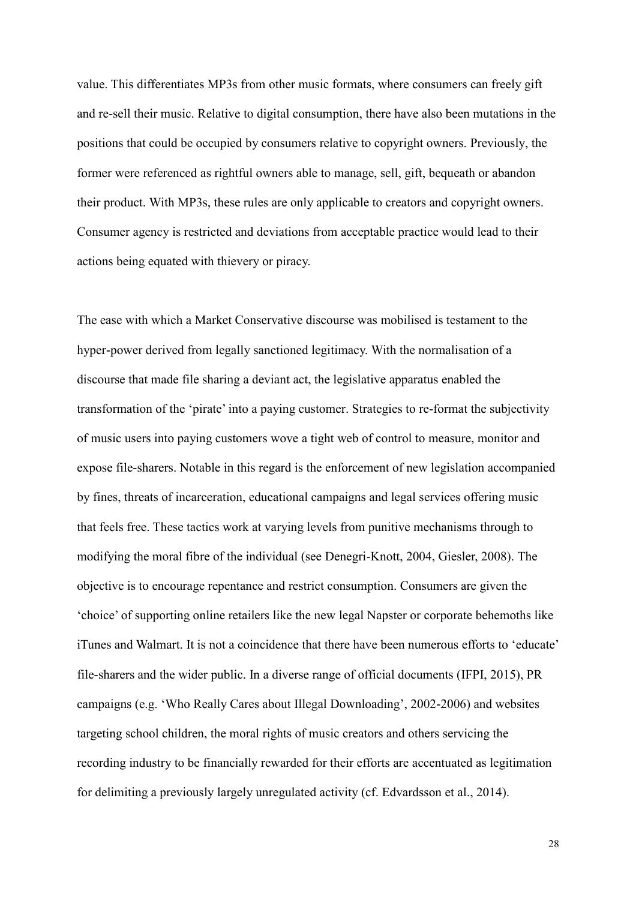value. This differentiates MP3s from other music formats, where consumers can freely gift and re-sell their music. Relative to digital consumption, there have also been mutations in the positions that could be occupied by consumers relative to copyright owners. Previously, the former were referenced as rightful owners able to manage, sell, gift, bequeath or abandon their product. With MP3s, these rules are only applicable to creators and copyright owners. Consumer agency is restricted and deviations from acceptable practice would lead to their actions being equated with thievery or piracy.

The ease with which a Market Conservative discourse was mobilised is testament to the hyper-power derived from legally sanctioned legitimacy. With the normalisation of a discourse that made file sharing a deviant act, the legislative apparatus enabled the transformation of the 'pirate' into a paying customer. Strategies to re-format the subjectivity of music users into paying customers wove a tight web of control to measure, monitor and expose file-sharers. Notable in this regard is the enforcement of new legislation accompanied by fines, threats of incarceration, educational campaigns and legal services offering music that feels free. These tactics work at varying levels from punitive mechanisms through to modifying the moral fibre of the individual (see Denegri-Knott, 2004, Giesler, 2008). The objective is to encourage repentance and restrict consumption. Consumers are given the 'choice' of supporting online retailers like the new legal Napster or corporate behemoths like iTunes and Walmart. It is not a coincidence that there have been numerous efforts to 'educate' file-sharers and the wider public. In a diverse range of official documents (IFPI, 2015), PR campaigns (e.g. 'Who Really Cares about Illegal Downloading', 2002-2006) and websites targeting school children, the moral rights of music creators and others servicing the recording industry to be financially rewarded for their efforts are accentuated as legitimation for delimiting a previously largely unregulated activity (cf. Edvardsson et al., 2014).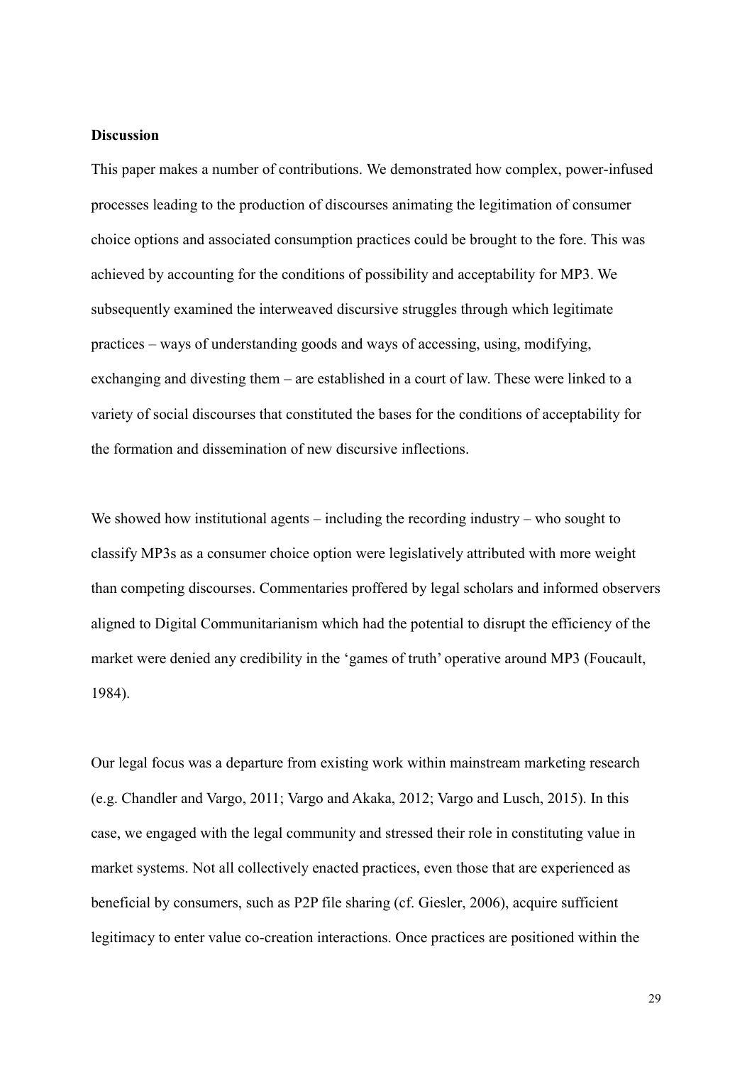**Discussion**

This paper makes a number of contributions. We demonstrated how complex, power-infused processes leading to the production of discourses animating the legitimation of consumer choice options and associated consumption practices could be brought to the fore. This was achieved by accounting for the conditions of possibility and acceptability for MP3. We subsequently examined the interweaved discursive struggles through which legitimate practices – ways of understanding goods and ways of accessing, using, modifying, exchanging and divesting them – are established in a court of law. These were linked to a variety of social discourses that constituted the bases for the conditions of acceptability for the formation and dissemination of new discursive inflections.

We showed how institutional agents – including the recording industry – who sought to classify MP3s as a consumer choice option were legislatively attributed with more weight than competing discourses. Commentaries proffered by legal scholars and informed observers aligned to Digital Communitarianism which had the potential to disrupt the efficiency of the market were denied any credibility in the 'games of truth' operative around MP3 (Foucault, 1984).

Our legal focus was a departure from existing work within mainstream marketing research (e.g. Chandler and Vargo, 2011; Vargo and Akaka, 2012; Vargo and Lusch, 2015). In this case, we engaged with the legal community and stressed their role in constituting value in market systems. Not all collectively enacted practices, even those that are experienced as beneficial by consumers, such as P2P file sharing (cf. Giesler, 2006), acquire sufficient legitimacy to enter value co-creation interactions. Once practices are positioned within the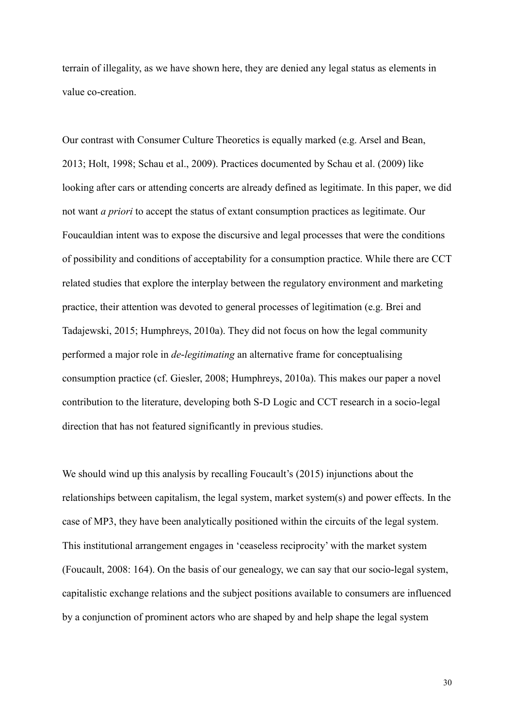terrain of illegality, as we have shown here, they are denied any legal status as elements in value co-creation.

Our contrast with Consumer Culture Theoretics is equally marked (e.g. Arsel and Bean, 2013; Holt, 1998; Schau et al., 2009). Practices documented by Schau et al. (2009) like looking after cars or attending concerts are already defined as legitimate. In this paper, we did not want *a priori* to accept the status of extant consumption practices as legitimate. Our Foucauldian intent was to expose the discursive and legal processes that were the conditions of possibility and conditions of acceptability for a consumption practice. While there are CCT related studies that explore the interplay between the regulatory environment and marketing practice, their attention was devoted to general processes of legitimation (e.g. Brei and Tadajewski, 2015; Humphreys, 2010a). They did not focus on how the legal community performed a major role in *de-legitimating* an alternative frame for conceptualising consumption practice (cf. Giesler, 2008; Humphreys, 2010a). This makes our paper a novel contribution to the literature, developing both S-D Logic and CCT research in a socio-legal direction that has not featured significantly in previous studies.

We should wind up this analysis by recalling Foucault's (2015) injunctions about the relationships between capitalism, the legal system, market system(s) and power effects. In the case of MP3, they have been analytically positioned within the circuits of the legal system. This institutional arrangement engages in 'ceaseless reciprocity' with the market system (Foucault, 2008: 164). On the basis of our genealogy, we can say that our socio-legal system, capitalistic exchange relations and the subject positions available to consumers are influenced by a conjunction of prominent actors who are shaped by and help shape the legal system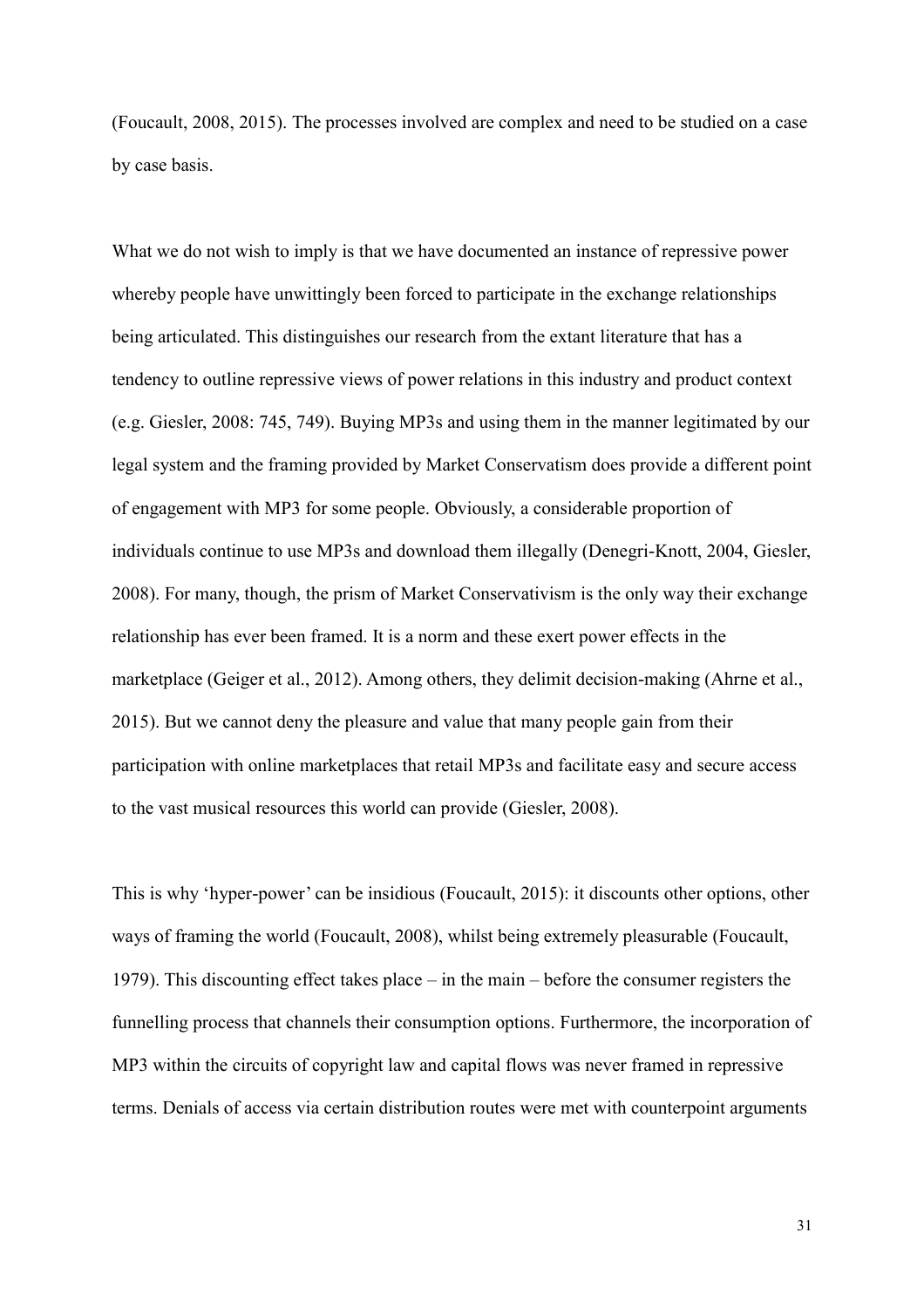(Foucault, 2008, 2015). The processes involved are complex and need to be studied on a case by case basis.

What we do not wish to imply is that we have documented an instance of repressive power whereby people have unwittingly been forced to participate in the exchange relationships being articulated. This distinguishes our research from the extant literature that has a tendency to outline repressive views of power relations in this industry and product context (e.g. Giesler, 2008: 745, 749). Buying MP3s and using them in the manner legitimated by our legal system and the framing provided by Market Conservatism does provide a different point of engagement with MP3 for some people. Obviously, a considerable proportion of individuals continue to use MP3s and download them illegally (Denegri-Knott, 2004, Giesler, 2008). For many, though, the prism of Market Conservativism is the only way their exchange relationship has ever been framed. It is a norm and these exert power effects in the marketplace (Geiger et al., 2012). Among others, they delimit decision-making (Ahrne et al., 2015). But we cannot deny the pleasure and value that many people gain from their participation with online marketplaces that retail MP3s and facilitate easy and secure access to the vast musical resources this world can provide (Giesler, 2008).

This is why 'hyper-power' can be insidious (Foucault, 2015): it discounts other options, other ways of framing the world (Foucault, 2008), whilst being extremely pleasurable (Foucault, 1979). This discounting effect takes place – in the main – before the consumer registers the funnelling process that channels their consumption options. Furthermore, the incorporation of MP3 within the circuits of copyright law and capital flows was never framed in repressive terms. Denials of access via certain distribution routes were met with counterpoint arguments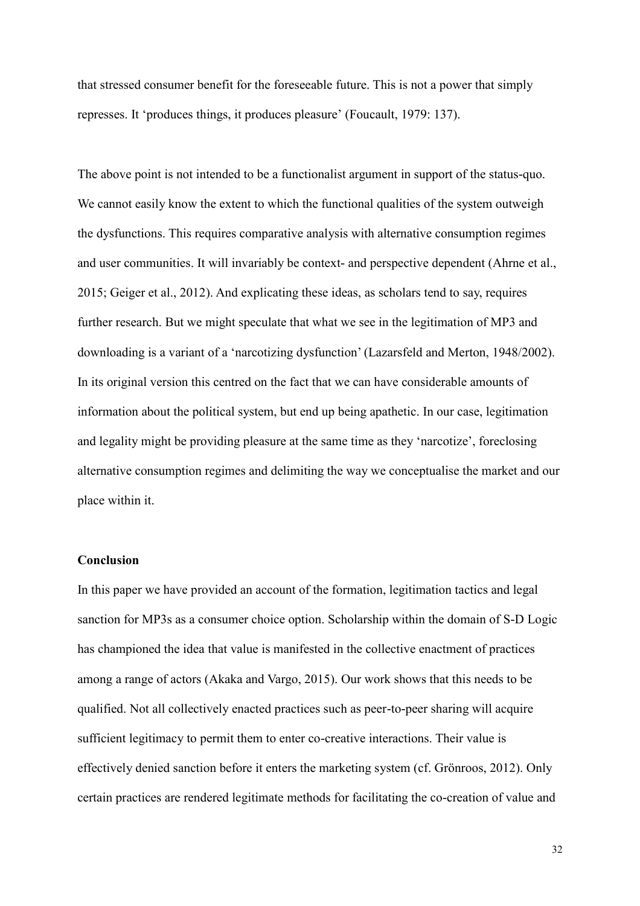that stressed consumer benefit for the foreseeable future. This is not a power that simply represses. It 'produces things, it produces pleasure' (Foucault, 1979: 137).

The above point is not intended to be a functionalist argument in support of the status-quo. We cannot easily know the extent to which the functional qualities of the system outweigh the dysfunctions. This requires comparative analysis with alternative consumption regimes and user communities. It will invariably be context- and perspective dependent (Ahrne et al., 2015; Geiger et al., 2012). And explicating these ideas, as scholars tend to say, requires further research. But we might speculate that what we see in the legitimation of MP3 and downloading is a variant of a 'narcotizing dysfunction' (Lazarsfeld and Merton, 1948/2002). In its original version this centred on the fact that we can have considerable amounts of information about the political system, but end up being apathetic. In our case, legitimation and legality might be providing pleasure at the same time as they 'narcotize', foreclosing alternative consumption regimes and delimiting the way we conceptualise the market and our place within it.

## Conclusion

In this paper we have provided an account of the formation, legitimation tactics and legal sanction for MP3s as a consumer choice option. Scholarship within the domain of S-D Logic has championed the idea that value is manifested in the collective enactment of practices among a range of actors (Akaka and Vargo, 2015). Our work shows that this needs to be qualified. Not all collectively enacted practices such as peer-to-peer sharing will acquire sufficient legitimacy to permit them to enter co-creative interactions. Their value is effectively denied sanction before it enters the marketing system (cf. Grönroos, 2012). Only certain practices are rendered legitimate methods for facilitating the co-creation of value and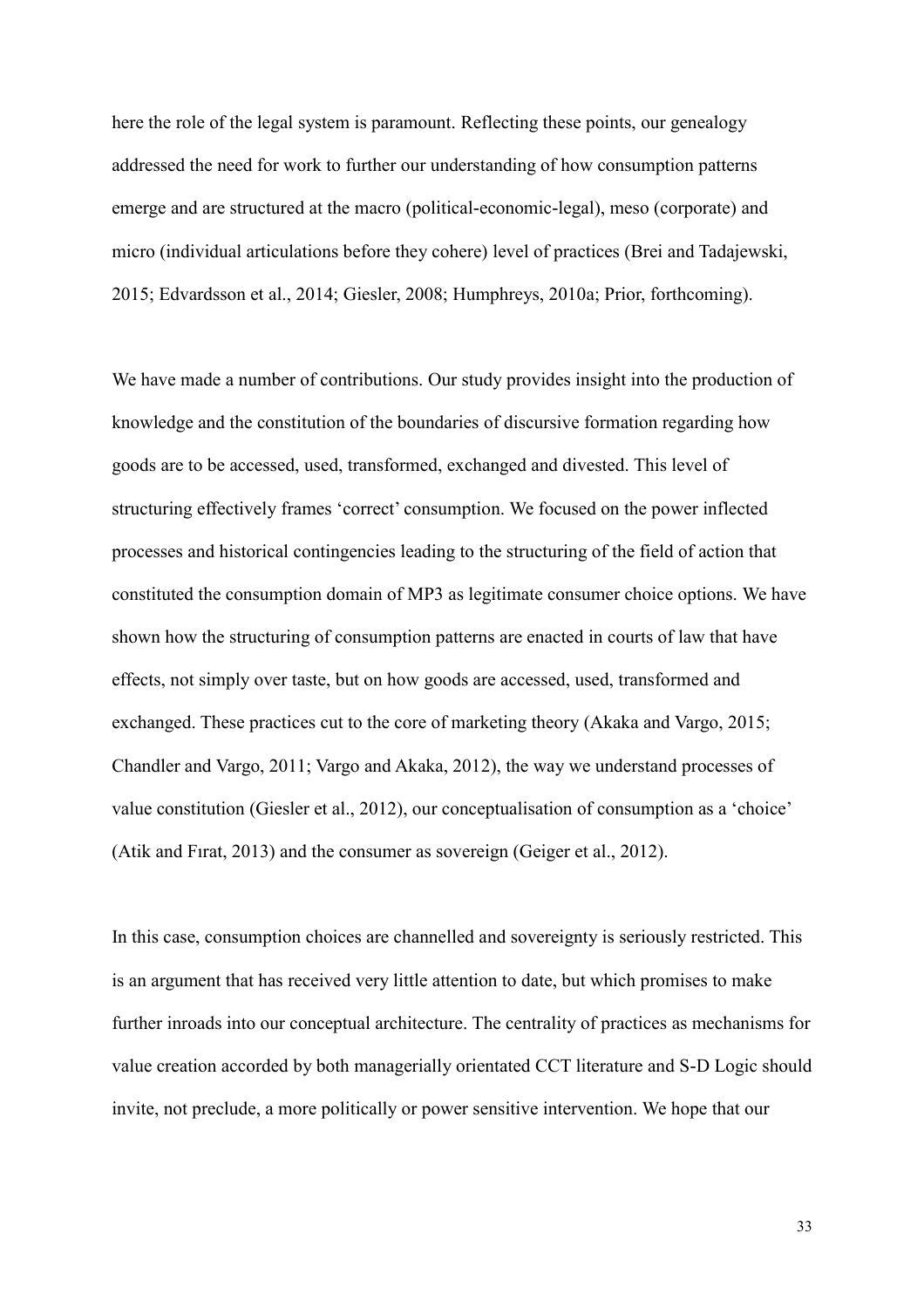here the role of the legal system is paramount. Reflecting these points, our genealogy addressed the need for work to further our understanding of how consumption patterns emerge and are structured at the macro (political-economic-legal), meso (corporate) and micro (individual articulations before they cohere) level of practices (Brei and Tadajewski, 2015; Edvardsson et al., 2014; Giesler, 2008; Humphreys, 2010a; Prior, forthcoming).

We have made a number of contributions. Our study provides insight into the production of knowledge and the constitution of the boundaries of discursive formation regarding how goods are to be accessed, used, transformed, exchanged and divested. This level of structuring effectively frames 'correct' consumption. We focused on the power inflected processes and historical contingencies leading to the structuring of the field of action that constituted the consumption domain of MP3 as legitimate consumer choice options. We have shown how the structuring of consumption patterns are enacted in courts of law that have effects, not simply over taste, but on how goods are accessed, used, transformed and exchanged. These practices cut to the core of marketing theory (Akaka and Vargo, 2015; Chandler and Vargo, 2011; Vargo and Akaka, 2012), the way we understand processes of value constitution (Giesler et al., 2012), our conceptualisation of consumption as a 'choice' (Atik and Fırat, 2013) and the consumer as sovereign (Geiger et al., 2012).

In this case, consumption choices are channelled and sovereignty is seriously restricted. This is an argument that has received very little attention to date, but which promises to make further inroads into our conceptual architecture. The centrality of practices as mechanisms for value creation accorded by both managerially orientated CCT literature and S-D Logic should invite, not preclude, a more politically or power sensitive intervention. We hope that our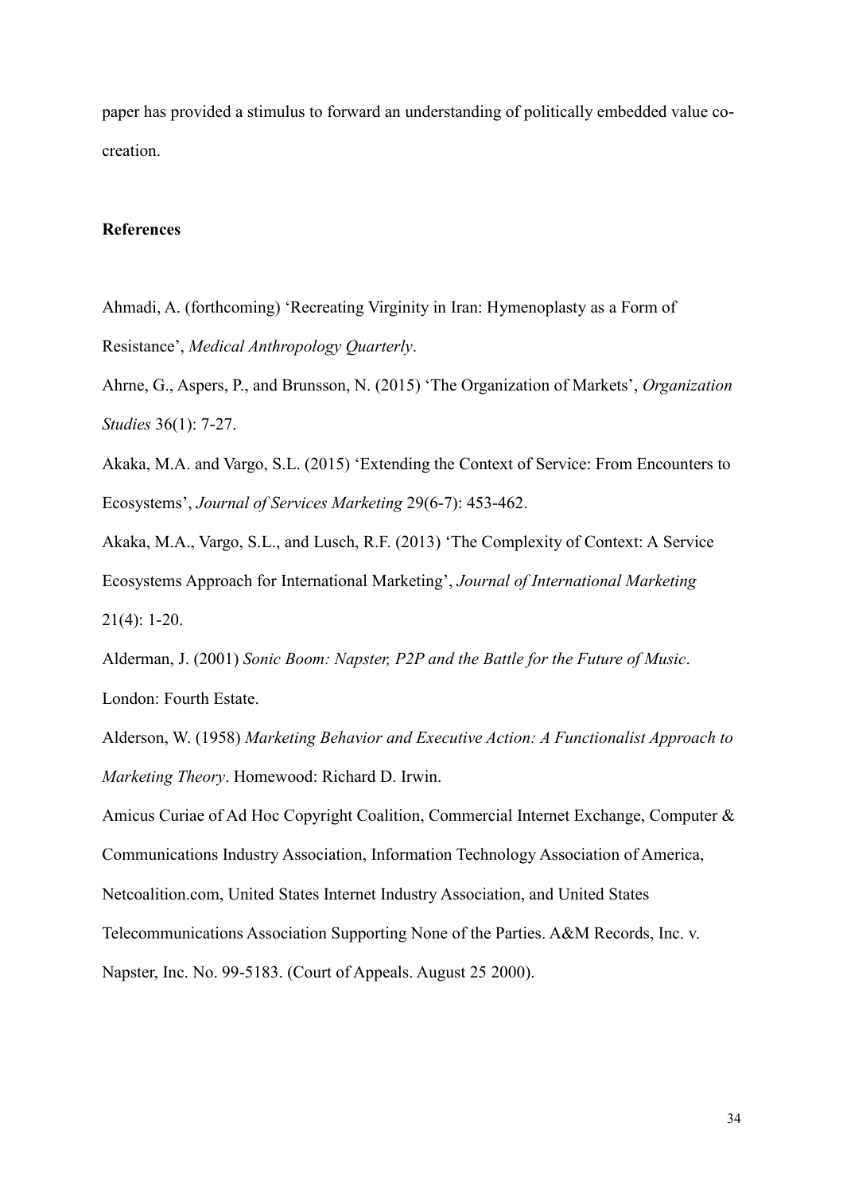paper has provided a stimulus to forward an understanding of politically embedded value co-creation.

**References**

Ahmadi, A. (forthcoming) 'Recreating Virginity in Iran: Hymenoplasty as a Form of Resistance', *Medical Anthropology Quarterly*.

Ahrne, G., Aspers, P., and Brunsson, N. (2015) 'The Organization of Markets', *Organization Studies* 36(1): 7-27.

Akaka, M.A. and Vargo, S.L. (2015) 'Extending the Context of Service: From Encounters to Ecosystems', *Journal of Services Marketing* 29(6-7): 453-462.

Akaka, M.A., Vargo, S.L., and Lusch, R.F. (2013) 'The Complexity of Context: A Service Ecosystems Approach for International Marketing', *Journal of International Marketing* 21(4): 1-20.

Alderman, J. (2001) *Sonic Boom: Napster, P2P and the Battle for the Future of Music*. London: Fourth Estate.

Alderson, W. (1958) *Marketing Behavior and Executive Action: A Functionalist Approach to Marketing Theory*. Homewood: Richard D. Irwin.

Amicus Curiae of Ad Hoc Copyright Coalition, Commercial Internet Exchange, Computer & Communications Industry Association, Information Technology Association of America, Netcoalition.com, United States Internet Industry Association, and United States Telecommunications Association Supporting None of the Parties. A&M Records, Inc. v. Napster, Inc. No. 99-5183. (Court of Appeals. August 25 2000).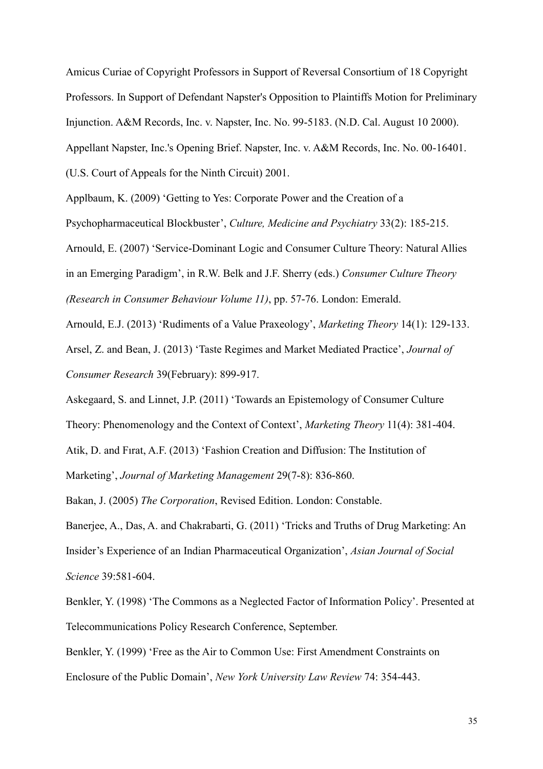Amicus Curiae of Copyright Professors in Support of Reversal Consortium of 18 Copyright Professors. In Support of Defendant Napster's Opposition to Plaintiffs Motion for Preliminary Injunction. A&M Records, Inc. v. Napster, Inc. No. 99-5183. (N.D. Cal. August 10 2000).

Appellant Napster, Inc.'s Opening Brief. Napster, Inc. v. A&M Records, Inc. No. 00-16401. (U.S. Court of Appeals for the Ninth Circuit) 2001.

Applbaum, K. (2009) 'Getting to Yes: Corporate Power and the Creation of a Psychopharmaceutical Blockbuster', *Culture, Medicine and Psychiatry* 33(2): 185-215.

Arnould, E. (2007) 'Service-Dominant Logic and Consumer Culture Theory: Natural Allies in an Emerging Paradigm', in R.W. Belk and J.F. Sherry (eds.) *Consumer Culture Theory (Research in Consumer Behaviour Volume 11)*, pp. 57-76. London: Emerald.

Arnould, E.J. (2013) 'Rudiments of a Value Praxeology', *Marketing Theory* 14(1): 129-133.

Arsel, Z. and Bean, J. (2013) 'Taste Regimes and Market Mediated Practice', *Journal of Consumer Research* 39(February): 899-917.

Askegaard, S. and Linnet, J.P. (2011) 'Towards an Epistemology of Consumer Culture Theory: Phenomenology and the Context of Context', *Marketing Theory* 11(4): 381-404.

Atik, D. and Fırat, A.F. (2013) 'Fashion Creation and Diffusion: The Institution of Marketing', *Journal of Marketing Management* 29(7-8): 836-860.

Bakan, J. (2005) *The Corporation*, Revised Edition. London: Constable.

Banerjee, A., Das, A. and Chakrabarti, G. (2011) 'Tricks and Truths of Drug Marketing: An Insider's Experience of an Indian Pharmaceutical Organization', *Asian Journal of Social Science* 39:581-604.

Benkler, Y. (1998) 'The Commons as a Neglected Factor of Information Policy'. Presented at Telecommunications Policy Research Conference, September.

Benkler, Y. (1999) 'Free as the Air to Common Use: First Amendment Constraints on Enclosure of the Public Domain', *New York University Law Review* 74: 354-443.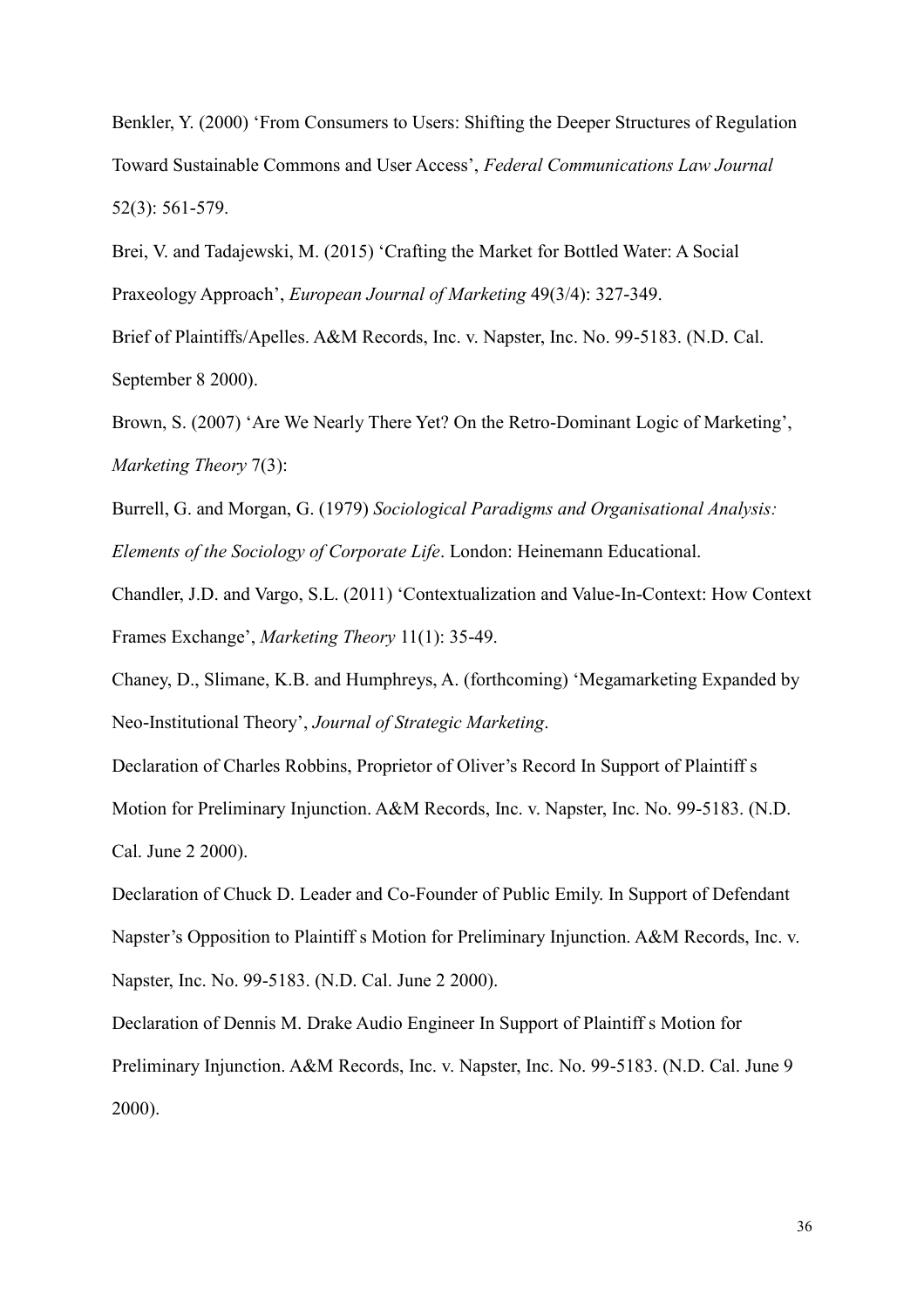Benkler, Y. (2000) ‘From Consumers to Users: Shifting the Deeper Structures of Regulation Toward Sustainable Commons and User Access’, *Federal Communications Law Journal* 52(3): 561-579.

Brei, V. and Tadajewski, M. (2015) ‘Crafting the Market for Bottled Water: A Social Praxeology Approach’, *European Journal of Marketing* 49(3/4): 327-349.

Brief of Plaintiffs/Apelles. A&M Records, Inc. v. Napster, Inc. No. 99-5183. (N.D. Cal. September 8 2000).

Brown, S. (2007) ‘Are We Nearly There Yet? On the Retro-Dominant Logic of Marketing’, *Marketing Theory* 7(3):

Burrell, G. and Morgan, G. (1979) *Sociological Paradigms and Organisational Analysis: Elements of the Sociology of Corporate Life*. London: Heinemann Educational.

Chandler, J.D. and Vargo, S.L. (2011) ‘Contextualization and Value-In-Context: How Context Frames Exchange’, *Marketing Theory* 11(1): 35-49.

Chaney, D., Slimane, K.B. and Humphreys, A. (forthcoming) ‘Megamarketing Expanded by Neo-Institutional Theory’, *Journal of Strategic Marketing*.

Declaration of Charles Robbins, Proprietor of Oliver’s Record In Support of Plaintiff s Motion for Preliminary Injunction. A&M Records, Inc. v. Napster, Inc. No. 99-5183. (N.D. Cal. June 2 2000).

Declaration of Chuck D. Leader and Co-Founder of Public Emily. In Support of Defendant Napster’s Opposition to Plaintiff s Motion for Preliminary Injunction. A&M Records, Inc. v. Napster, Inc. No. 99-5183. (N.D. Cal. June 2 2000).

Declaration of Dennis M. Drake Audio Engineer In Support of Plaintiff s Motion for Preliminary Injunction. A&M Records, Inc. v. Napster, Inc. No. 99-5183. (N.D. Cal. June 9 2000).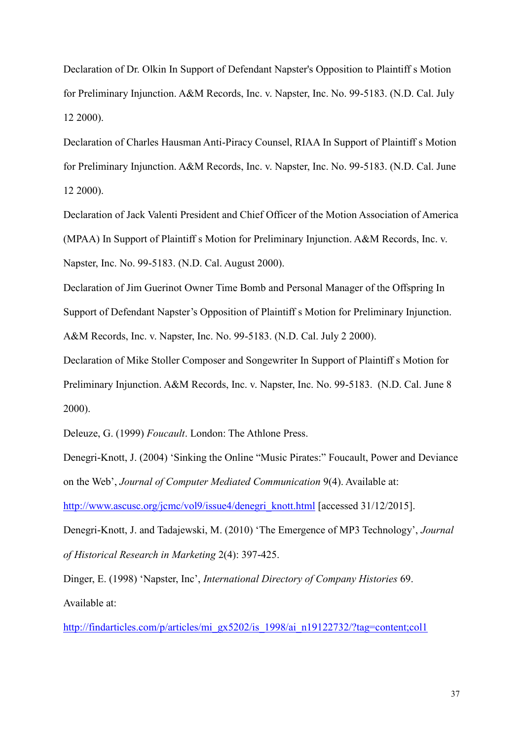Declaration of Dr. Olkin In Support of Defendant Napster's Opposition to Plaintiff s Motion for Preliminary Injunction. A&M Records, Inc. v. Napster, Inc. No. 99-5183. (N.D. Cal. July 12 2000).

Declaration of Charles Hausman Anti-Piracy Counsel, RIAA In Support of Plaintiff s Motion for Preliminary Injunction. A&M Records, Inc. v. Napster, Inc. No. 99-5183. (N.D. Cal. June 12 2000).

Declaration of Jack Valenti President and Chief Officer of the Motion Association of America (MPAA) In Support of Plaintiff s Motion for Preliminary Injunction. A&M Records, Inc. v. Napster, Inc. No. 99-5183. (N.D. Cal. August 2000).

Declaration of Jim Guerinot Owner Time Bomb and Personal Manager of the Offspring In Support of Defendant Napster's Opposition of Plaintiff s Motion for Preliminary Injunction. A&M Records, Inc. v. Napster, Inc. No. 99-5183. (N.D. Cal. July 2 2000).

Declaration of Mike Stoller Composer and Songewriter In Support of Plaintiff s Motion for Preliminary Injunction. A&M Records, Inc. v. Napster, Inc. No. 99-5183. (N.D. Cal. June 8 2000).

Deleuze, G. (1999) *Foucault*. London: The Athlone Press.

Denegri-Knott, J. (2004) 'Sinking the Online "Music Pirates:" Foucault, Power and Deviance on the Web', *Journal of Computer Mediated Communication* 9(4). Available at: [http://www.ascusc.org/jcmc/vol9/issue4/denegri_knott.html](http://www.ascusc.org/jcmc/vol9/issue4/denegri_knott.html) [accessed 31/12/2015].

Denegri-Knott, J. and Tadajewski, M. (2010) 'The Emergence of MP3 Technology', *Journal of Historical Research in Marketing* 2(4): 397-425.

Dinger, E. (1998) 'Napster, Inc', *International Directory of Company Histories* 69. Available at:

[http://findarticles.com/p/articles/mi_gx5202/is_1998/ai_n19122732/?tag=content;col1](http://findarticles.com/p/articles/mi_gx5202/is_1998/ai_n19122732/?tag=content;col1)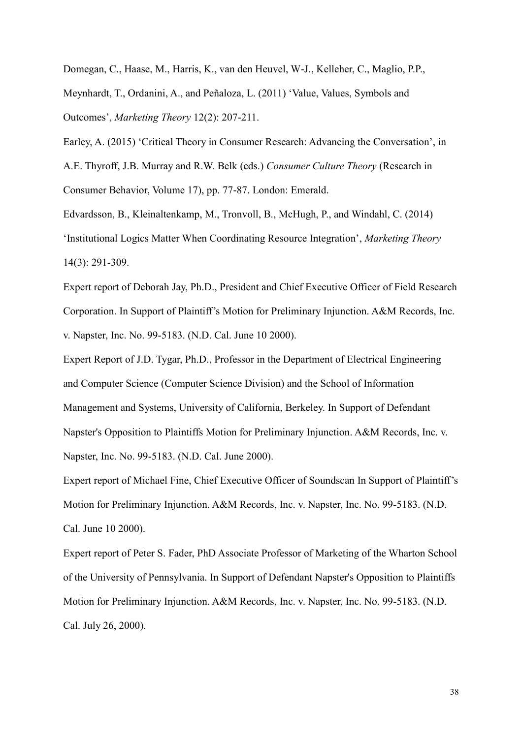Domegan, C., Haase, M., Harris, K., van den Heuvel, W-J., Kelleher, C., Maglio, P.P., Meynhardt, T., Ordanini, A., and Peñaloza, L. (2011) 'Value, Values, Symbols and Outcomes', *Marketing Theory* 12(2): 207-211.

Earley, A. (2015) 'Critical Theory in Consumer Research: Advancing the Conversation', in A.E. Thyroff, J.B. Murray and R.W. Belk (eds.) *Consumer Culture Theory* (Research in Consumer Behavior, Volume 17), pp. 77-87. London: Emerald.

Edvardsson, B., Kleinaltenkamp, M., Tronvoll, B., McHugh, P., and Windahl, C. (2014) 'Institutional Logics Matter When Coordinating Resource Integration', *Marketing Theory* 14(3): 291-309.

Expert report of Deborah Jay, Ph.D., President and Chief Executive Officer of Field Research Corporation. In Support of Plaintiff's Motion for Preliminary Injunction. A&M Records, Inc. v. Napster, Inc. No. 99-5183. (N.D. Cal. June 10 2000).

Expert Report of J.D. Tygar, Ph.D., Professor in the Department of Electrical Engineering and Computer Science (Computer Science Division) and the School of Information Management and Systems, University of California, Berkeley. In Support of Defendant Napster's Opposition to Plaintiffs Motion for Preliminary Injunction. A&M Records, Inc. v. Napster, Inc. No. 99-5183. (N.D. Cal. June 2000).

Expert report of Michael Fine, Chief Executive Officer of Soundscan In Support of Plaintiff's Motion for Preliminary Injunction. A&M Records, Inc. v. Napster, Inc. No. 99-5183. (N.D. Cal. June 10 2000).

Expert report of Peter S. Fader, PhD Associate Professor of Marketing of the Wharton School of the University of Pennsylvania. In Support of Defendant Napster's Opposition to Plaintiffs Motion for Preliminary Injunction. A&M Records, Inc. v. Napster, Inc. No. 99-5183. (N.D. Cal. July 26, 2000).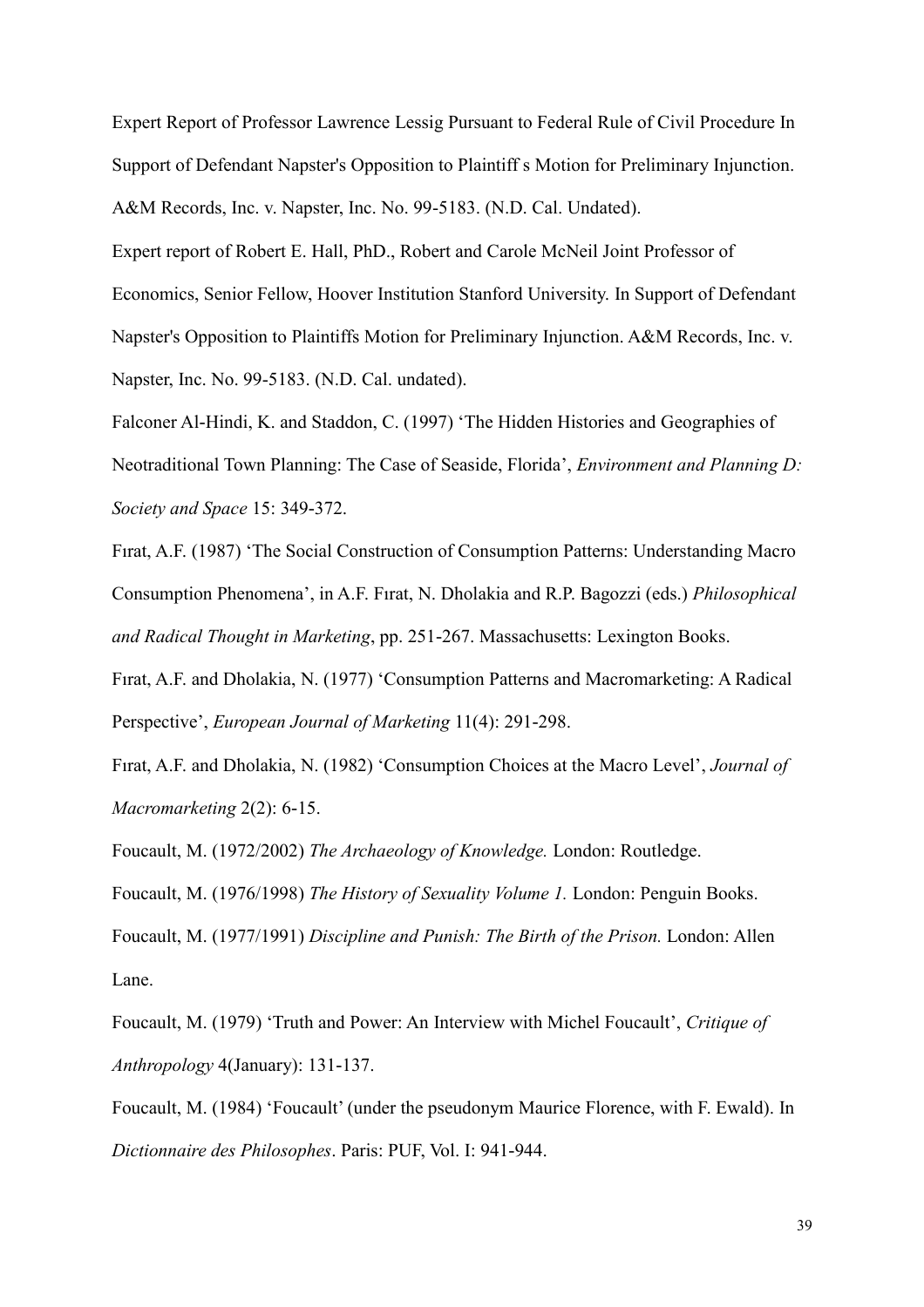Expert Report of Professor Lawrence Lessig Pursuant to Federal Rule of Civil Procedure In Support of Defendant Napster's Opposition to Plaintiff s Motion for Preliminary Injunction. A&M Records, Inc. v. Napster, Inc. No. 99-5183. (N.D. Cal. Undated).

Expert report of Robert E. Hall, PhD., Robert and Carole McNeil Joint Professor of Economics, Senior Fellow, Hoover Institution Stanford University. In Support of Defendant Napster's Opposition to Plaintiffs Motion for Preliminary Injunction. A&M Records, Inc. v. Napster, Inc. No. 99-5183. (N.D. Cal. undated).

Falconer Al-Hindi, K. and Staddon, C. (1997) 'The Hidden Histories and Geographies of Neotraditional Town Planning: The Case of Seaside, Florida', *Environment and Planning D: Society and Space* 15: 349-372.

Fırat, A.F. (1987) 'The Social Construction of Consumption Patterns: Understanding Macro Consumption Phenomena', in A.F. Fırat, N. Dholakia and R.P. Bagozzi (eds.) *Philosophical and Radical Thought in Marketing*, pp. 251-267. Massachusetts: Lexington Books.

Fırat, A.F. and Dholakia, N. (1977) 'Consumption Patterns and Macromarketing: A Radical Perspective', *European Journal of Marketing* 11(4): 291-298.

Fırat, A.F. and Dholakia, N. (1982) 'Consumption Choices at the Macro Level', *Journal of Macromarketing* 2(2): 6-15.

Foucault, M. (1972/2002) *The Archaeology of Knowledge.* London: Routledge.

Foucault, M. (1976/1998) *The History of Sexuality Volume 1.* London: Penguin Books.

Foucault, M. (1977/1991) *Discipline and Punish: The Birth of the Prison.* London: Allen Lane.

Foucault, M. (1979) 'Truth and Power: An Interview with Michel Foucault', *Critique of Anthropology* 4(January): 131-137.

Foucault, M. (1984) 'Foucault' (under the pseudonym Maurice Florence, with F. Ewald). In *Dictionnaire des Philosophes*. Paris: PUF, Vol. I: 941-944.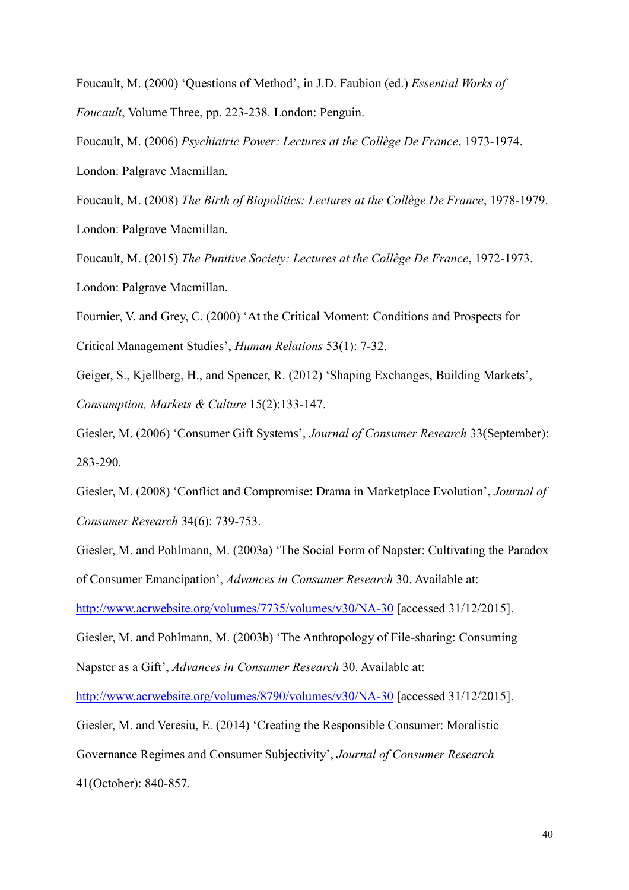Foucault, M. (2000) 'Questions of Method', in J.D. Faubion (ed.) *Essential Works of Foucault*, Volume Three, pp. 223-238. London: Penguin.

Foucault, M. (2006) *Psychiatric Power: Lectures at the Collège De France*, 1973-1974. London: Palgrave Macmillan.

Foucault, M. (2008) *The Birth of Biopolitics: Lectures at the Collège De France*, 1978-1979. London: Palgrave Macmillan.

Foucault, M. (2015) *The Punitive Society: Lectures at the Collège De France*, 1972-1973. London: Palgrave Macmillan.

Fournier, V. and Grey, C. (2000) 'At the Critical Moment: Conditions and Prospects for Critical Management Studies', *Human Relations* 53(1): 7-32.

Geiger, S., Kjellberg, H., and Spencer, R. (2012) 'Shaping Exchanges, Building Markets', *Consumption, Markets & Culture* 15(2):133-147.

Giesler, M. (2006) 'Consumer Gift Systems', *Journal of Consumer Research* 33(September): 283-290.

Giesler, M. (2008) 'Conflict and Compromise: Drama in Marketplace Evolution', *Journal of Consumer Research* 34(6): 739-753.

Giesler, M. and Pohlmann, M. (2003a) 'The Social Form of Napster: Cultivating the Paradox of Consumer Emancipation', *Advances in Consumer Research* 30. Available at: http://www.acrwebsite.org/volumes/7735/volumes/v30/NA-30 [accessed 31/12/2015].

Giesler, M. and Pohlmann, M. (2003b) 'The Anthropology of File-sharing: Consuming Napster as a Gift', *Advances in Consumer Research* 30. Available at: http://www.acrwebsite.org/volumes/8790/volumes/v30/NA-30 [accessed 31/12/2015].

Giesler, M. and Veresiu, E. (2014) 'Creating the Responsible Consumer: Moralistic Governance Regimes and Consumer Subjectivity', *Journal of Consumer Research* 41(October): 840-857.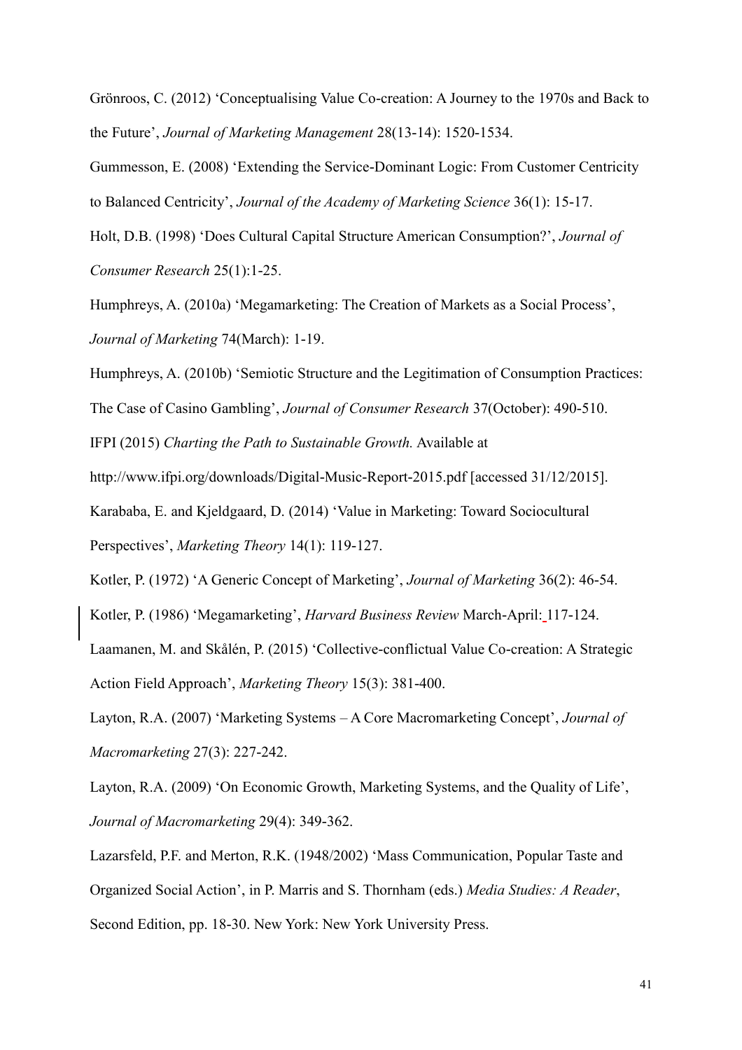Grönroos, C. (2012) 'Conceptualising Value Co-creation: A Journey to the 1970s and Back to the Future', *Journal of Marketing Management* 28(13-14): 1520-1534.

Gummesson, E. (2008) 'Extending the Service-Dominant Logic: From Customer Centricity to Balanced Centricity', *Journal of the Academy of Marketing Science* 36(1): 15-17.

Holt, D.B. (1998) 'Does Cultural Capital Structure American Consumption?', *Journal of Consumer Research* 25(1):1-25.

Humphreys, A. (2010a) 'Megamarketing: The Creation of Markets as a Social Process', *Journal of Marketing* 74(March): 1-19.

Humphreys, A. (2010b) 'Semiotic Structure and the Legitimation of Consumption Practices: The Case of Casino Gambling', *Journal of Consumer Research* 37(October): 490-510.

IFPI (2015) *Charting the Path to Sustainable Growth.* Available at http://www.ifpi.org/downloads/Digital-Music-Report-2015.pdf [accessed 31/12/2015].

Karababa, E. and Kjeldgaard, D. (2014) 'Value in Marketing: Toward Sociocultural Perspectives', *Marketing Theory* 14(1): 119-127.

Kotler, P. (1972) 'A Generic Concept of Marketing', *Journal of Marketing* 36(2): 46-54.

Kotler, P. (1986) 'Megamarketing', *Harvard Business Review* March-April: 117-124.

Laamanen, M. and Skålén, P. (2015) 'Collective-conflictual Value Co-creation: A Strategic Action Field Approach', *Marketing Theory* 15(3): 381-400.

Layton, R.A. (2007) 'Marketing Systems – A Core Macromarketing Concept', *Journal of Macromarketing* 27(3): 227-242.

Layton, R.A. (2009) 'On Economic Growth, Marketing Systems, and the Quality of Life', *Journal of Macromarketing* 29(4): 349-362.

Lazarsfeld, P.F. and Merton, R.K. (1948/2002) 'Mass Communication, Popular Taste and Organized Social Action', in P. Marris and S. Thornham (eds.) *Media Studies: A Reader*, Second Edition, pp. 18-30. New York: New York University Press.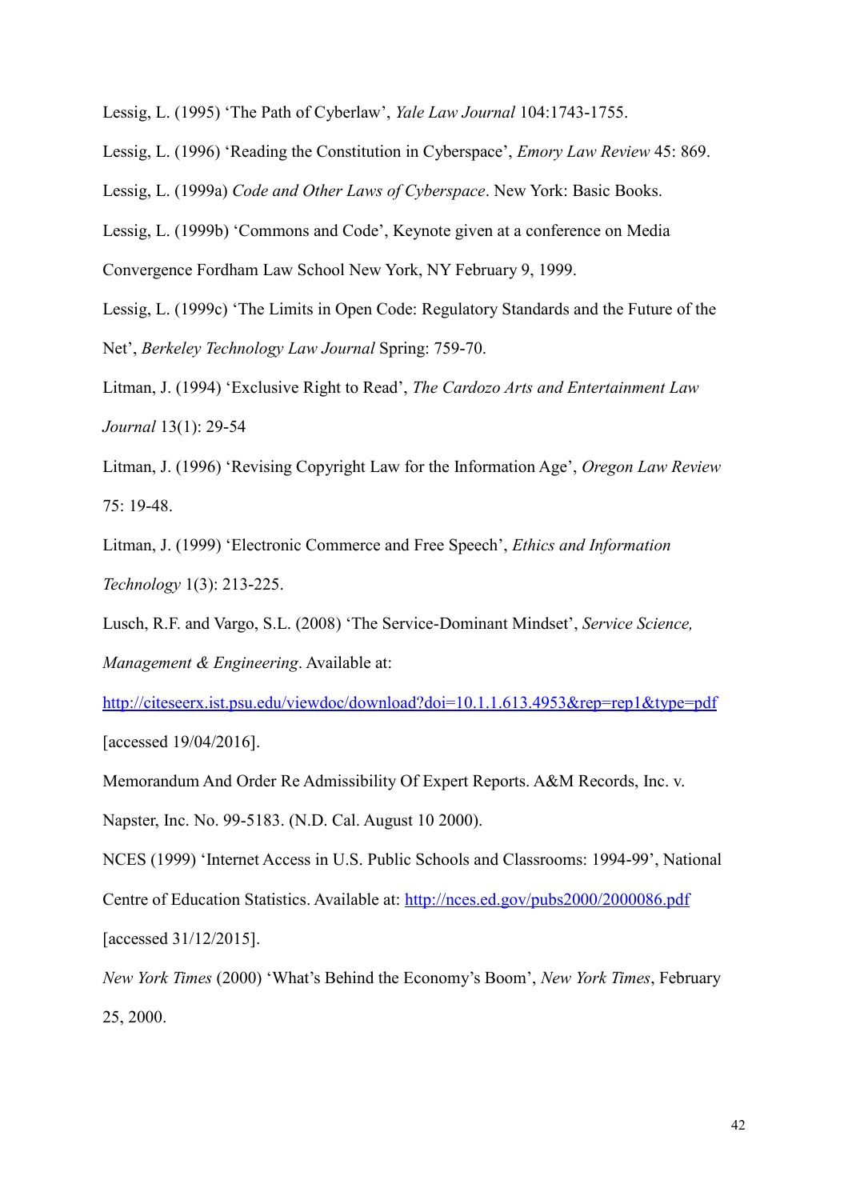Lessig, L. (1995) 'The Path of Cyberlaw', *Yale Law Journal* 104:1743-1755.

Lessig, L. (1996) 'Reading the Constitution in Cyberspace', *Emory Law Review* 45: 869.

Lessig, L. (1999a) *Code and Other Laws of Cyberspace*. New York: Basic Books.

Lessig, L. (1999b) 'Commons and Code', Keynote given at a conference on Media Convergence Fordham Law School New York, NY February 9, 1999.

Lessig, L. (1999c) 'The Limits in Open Code: Regulatory Standards and the Future of the Net', *Berkeley Technology Law Journal* Spring: 759-70.

Litman, J. (1994) 'Exclusive Right to Read', *The Cardozo Arts and Entertainment Law Journal* 13(1): 29-54

Litman, J. (1996) 'Revising Copyright Law for the Information Age', *Oregon Law Review* 75: 19-48.

Litman, J. (1999) 'Electronic Commerce and Free Speech', *Ethics and Information Technology* 1(3): 213-225.

Lusch, R.F. and Vargo, S.L. (2008) 'The Service-Dominant Mindset', *Service Science, Management & Engineering*. Available at: http://citeseerx.ist.psu.edu/viewdoc/download?doi=10.1.1.613.4953&rep=rep1&type=pdf [accessed 19/04/2016].

Memorandum And Order Re Admissibility Of Expert Reports. A&M Records, Inc. v. Napster, Inc. No. 99-5183. (N.D. Cal. August 10 2000).

NCES (1999) 'Internet Access in U.S. Public Schools and Classrooms: 1994-99', National Centre of Education Statistics. Available at: http://nces.ed.gov/pubs2000/2000086.pdf [accessed 31/12/2015].

*New York Times* (2000) 'What's Behind the Economy's Boom', *New York Times*, February 25, 2000.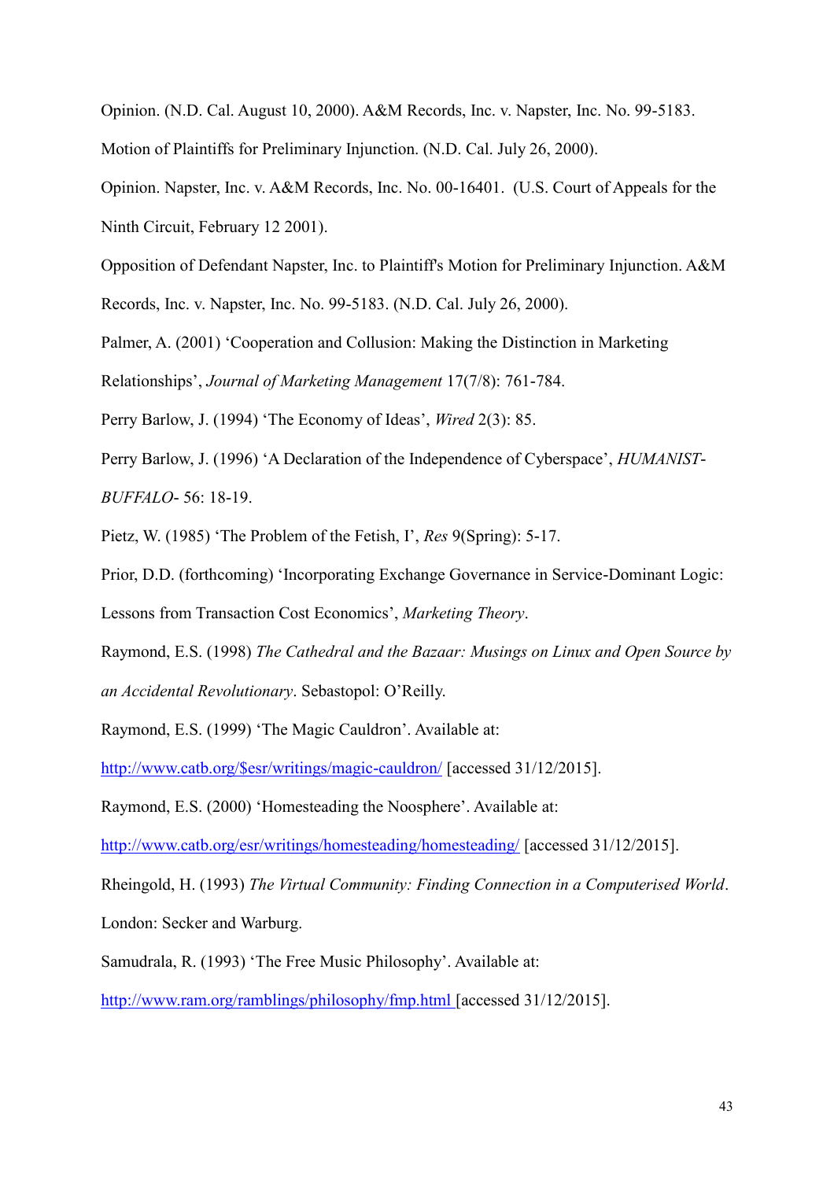Opinion. (N.D. Cal. August 10, 2000). A&M Records, Inc. v. Napster, Inc. No. 99-5183.

Motion of Plaintiffs for Preliminary Injunction. (N.D. Cal. July 26, 2000).

Opinion. Napster, Inc. v. A&M Records, Inc. No. 00-16401. (U.S. Court of Appeals for the Ninth Circuit, February 12 2001).

Opposition of Defendant Napster, Inc. to Plaintiff's Motion for Preliminary Injunction. A&M Records, Inc. v. Napster, Inc. No. 99-5183. (N.D. Cal. July 26, 2000).

Palmer, A. (2001) 'Cooperation and Collusion: Making the Distinction in Marketing Relationships', *Journal of Marketing Management* 17(7/8): 761-784.

Perry Barlow, J. (1994) 'The Economy of Ideas', *Wired* 2(3): 85.

Perry Barlow, J. (1996) 'A Declaration of the Independence of Cyberspace', *HUMANIST-BUFFALO-* 56: 18-19.

Pietz, W. (1985) 'The Problem of the Fetish, I', *Res* 9(Spring): 5-17.

Prior, D.D. (forthcoming) 'Incorporating Exchange Governance in Service-Dominant Logic: Lessons from Transaction Cost Economics', *Marketing Theory*.

Raymond, E.S. (1998) *The Cathedral and the Bazaar: Musings on Linux and Open Source by an Accidental Revolutionary*. Sebastopol: O'Reilly.

Raymond, E.S. (1999) 'The Magic Cauldron'. Available at: http://www.catb.org/$esr/writings/magic-cauldron/ [accessed 31/12/2015].

Raymond, E.S. (2000) 'Homesteading the Noosphere'. Available at: http://www.catb.org/esr/writings/homesteading/homesteading/ [accessed 31/12/2015].

Rheingold, H. (1993) *The Virtual Community: Finding Connection in a Computerised World*. London: Secker and Warburg.

Samudrala, R. (1993) 'The Free Music Philosophy'. Available at: http://www.ram.org/ramblings/philosophy/fmp.html [accessed 31/12/2015].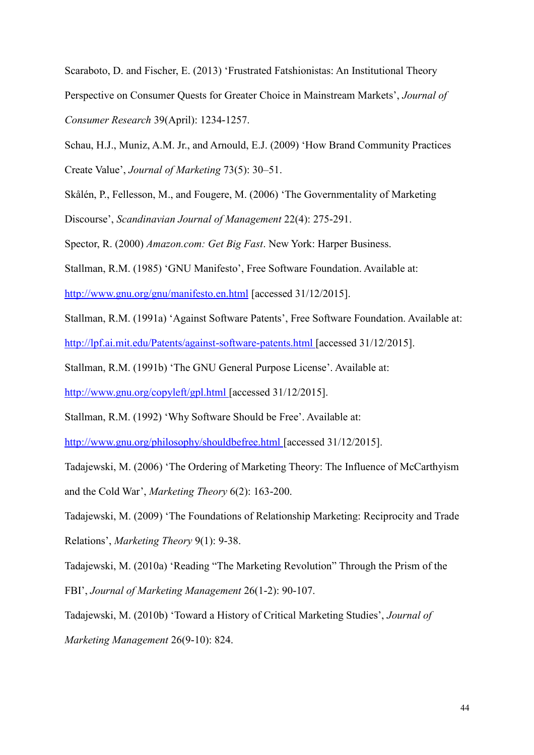Scaraboto, D. and Fischer, E. (2013) 'Frustrated Fatshionistas: An Institutional Theory Perspective on Consumer Quests for Greater Choice in Mainstream Markets', *Journal of Consumer Research* 39(April): 1234-1257.

Schau, H.J., Muniz, A.M. Jr., and Arnould, E.J. (2009) 'How Brand Community Practices Create Value', *Journal of Marketing* 73(5): 30–51.

Skålén, P., Fellesson, M., and Fougere, M. (2006) 'The Governmentality of Marketing Discourse', *Scandinavian Journal of Management* 22(4): 275-291.

Spector, R. (2000) *Amazon.com: Get Big Fast*. New York: Harper Business.

Stallman, R.M. (1985) 'GNU Manifesto', Free Software Foundation. Available at: http://www.gnu.org/gnu/manifesto.en.html [accessed 31/12/2015].

Stallman, R.M. (1991a) 'Against Software Patents', Free Software Foundation. Available at: http://lpf.ai.mit.edu/Patents/against-software-patents.html [accessed 31/12/2015].

Stallman, R.M. (1991b) 'The GNU General Purpose License'. Available at: http://www.gnu.org/copyleft/gpl.html [accessed 31/12/2015].

Stallman, R.M. (1992) 'Why Software Should be Free'. Available at: http://www.gnu.org/philosophy/shouldbefree.html [accessed 31/12/2015].

Tadajewski, M. (2006) 'The Ordering of Marketing Theory: The Influence of McCarthyism and the Cold War', *Marketing Theory* 6(2): 163-200.

Tadajewski, M. (2009) 'The Foundations of Relationship Marketing: Reciprocity and Trade Relations', *Marketing Theory* 9(1): 9-38.

Tadajewski, M. (2010a) 'Reading "The Marketing Revolution" Through the Prism of the FBI', *Journal of Marketing Management* 26(1-2): 90-107.

Tadajewski, M. (2010b) 'Toward a History of Critical Marketing Studies', *Journal of Marketing Management* 26(9-10): 824.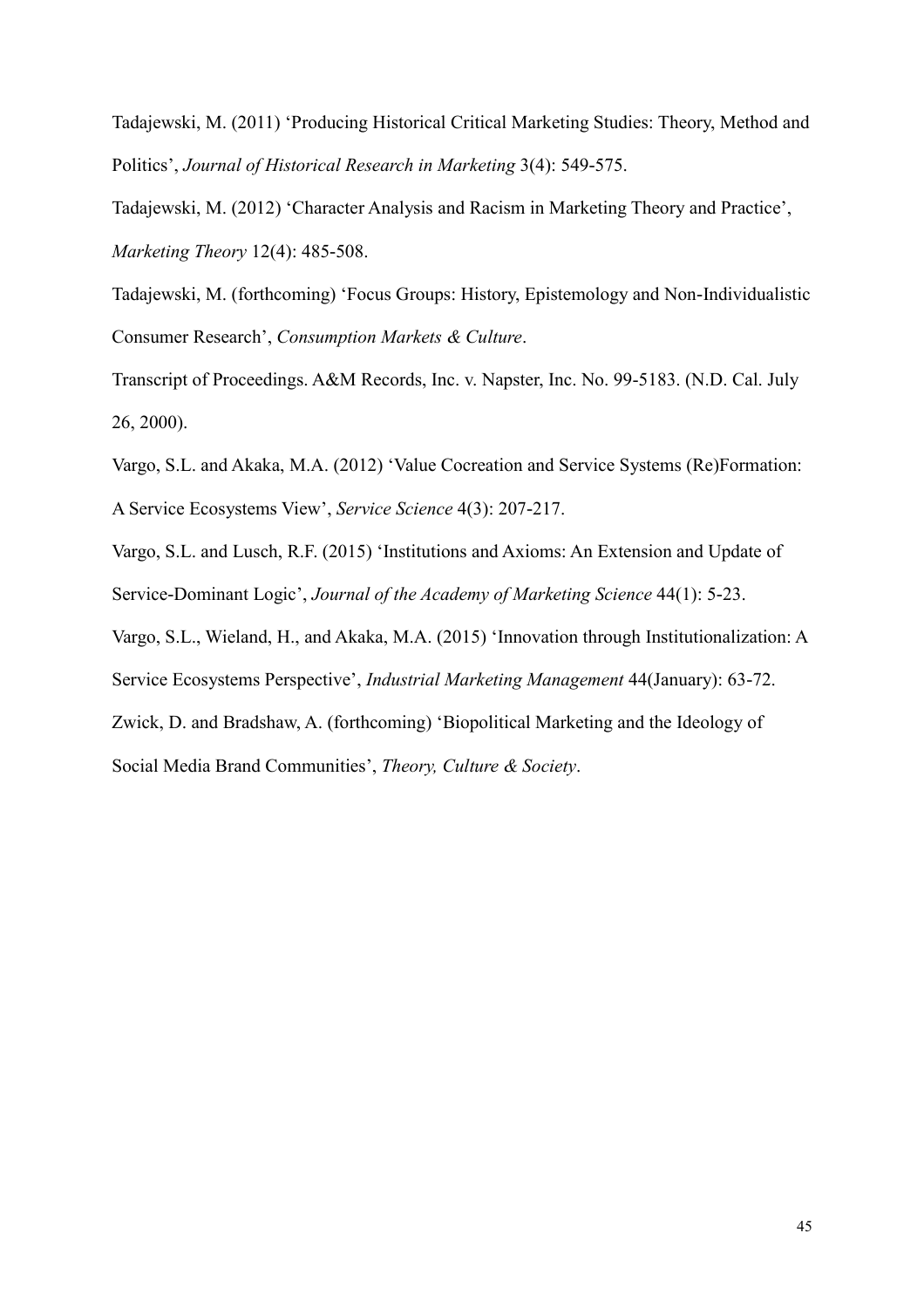Tadajewski, M. (2011) 'Producing Historical Critical Marketing Studies: Theory, Method and Politics', *Journal of Historical Research in Marketing* 3(4): 549-575.

Tadajewski, M. (2012) 'Character Analysis and Racism in Marketing Theory and Practice', *Marketing Theory* 12(4): 485-508.

Tadajewski, M. (forthcoming) 'Focus Groups: History, Epistemology and Non-Individualistic Consumer Research', *Consumption Markets & Culture*.

Transcript of Proceedings. A&M Records, Inc. v. Napster, Inc. No. 99-5183. (N.D. Cal. July 26, 2000).

Vargo, S.L. and Akaka, M.A. (2012) 'Value Cocreation and Service Systems (Re)Formation: A Service Ecosystems View', *Service Science* 4(3): 207-217.

Vargo, S.L. and Lusch, R.F. (2015) 'Institutions and Axioms: An Extension and Update of Service-Dominant Logic', *Journal of the Academy of Marketing Science* 44(1): 5-23.

Vargo, S.L., Wieland, H., and Akaka, M.A. (2015) 'Innovation through Institutionalization: A Service Ecosystems Perspective', *Industrial Marketing Management* 44(January): 63-72.

Zwick, D. and Bradshaw, A. (forthcoming) 'Biopolitical Marketing and the Ideology of Social Media Brand Communities', *Theory, Culture & Society*.